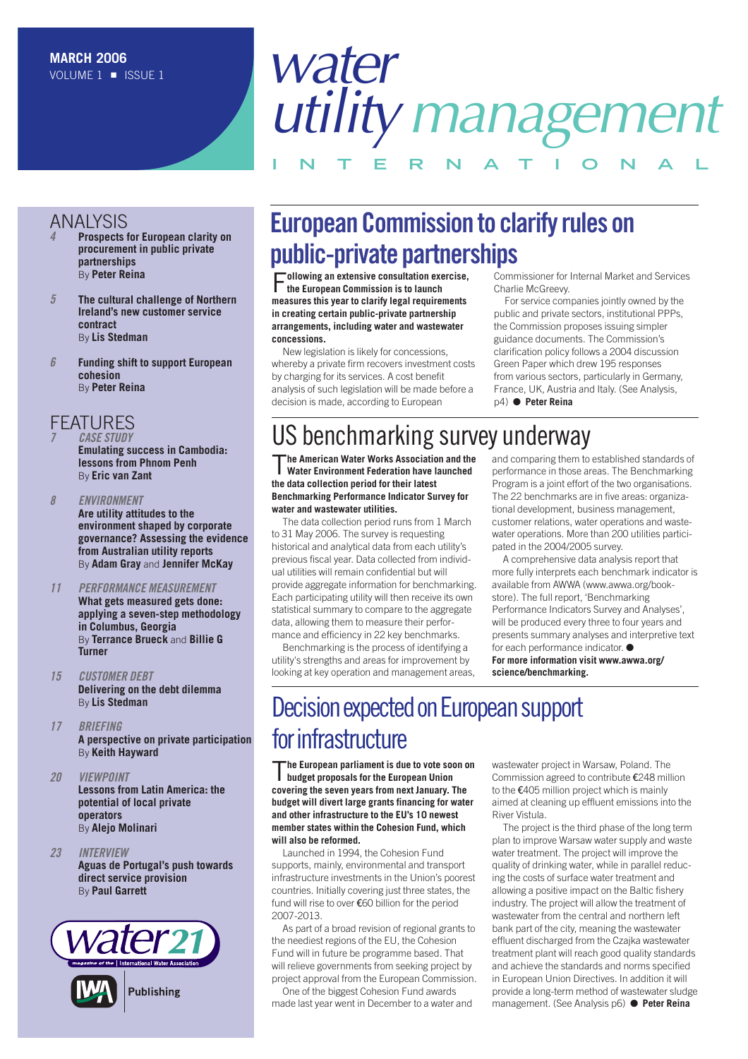MARCH 2006
VOLUME 1 ■ ISSUE 1

# water utility management INTERNATIONAL

## ANALYSIS

*4* **Prospects for European clarity on procurement in public private partnerships**
By **Peter Reina**

*5* **The cultural challenge of Northern Ireland's new customer service contract**
By **Lis Stedman**

*6* **Funding shift to support European cohesion**
By **Peter Reina**

## FEATURES

*7* *CASE STUDY*
**Emulating success in Cambodia: lessons from Phnom Penh**
By **Eric van Zant**

*8* *ENVIRONMENT*
**Are utility attitudes to the environment shaped by corporate governance? Assessing the evidence from Australian utility reports**
By **Adam Gray** and **Jennifer McKay**

*11* *PERFORMANCE MEASUREMENT*
**What gets measured gets done: applying a seven-step methodology in Columbus, Georgia**
By **Terrance Brueck** and **Billie G Turner**

*15* *CUSTOMER DEBT*
**Delivering on the debt dilemma**
By **Lis Stedman**

*17* *BRIEFING*
**A perspective on private participation**
By **Keith Hayward**

*20* *VIEWPOINT*
**Lessons from Latin America: the potential of local private operators**
By **Alejo Molinari**

*23* *INTERVIEW*
**Aguas de Portugal's push towards direct service provision**
By **Paul Garrett**

water21 magazine of the International Water Association

IWA Publishing

# European Commission to clarify rules on public-private partnerships

**Following an extensive consultation exercise, the European Commission is to launch measures this year to clarify legal requirements in creating certain public-private partnership arrangements, including water and wastewater concessions.**

New legislation is likely for concessions, whereby a private firm recovers investment costs by charging for its services. A cost benefit analysis of such legislation will be made before a decision is made, according to European Commissioner for Internal Market and Services Charlie McGreevy.

For service companies jointly owned by the public and private sectors, institutional PPPs, the Commission proposes issuing simpler guidance documents. The Commission's clarification policy follows a 2004 discussion Green Paper which drew 195 responses from various sectors, particularly in Germany, France, UK, Austria and Italy. (See Analysis, p4) ● **Peter Reina**

# US benchmarking survey underway

**The American Water Works Association and the Water Environment Federation have launched the data collection period for their latest Benchmarking Performance Indicator Survey for water and wastewater utilities.**

The data collection period runs from 1 March to 31 May 2006. The survey is requesting historical and analytical data from each utility's previous fiscal year. Data collected from individual utilities will remain confidential but will provide aggregate information for benchmarking. Each participating utility will then receive its own statistical summary to compare to the aggregate data, allowing them to measure their performance and efficiency in 22 key benchmarks.

Benchmarking is the process of identifying a utility's strengths and areas for improvement by looking at key operation and management areas, and comparing them to established standards of performance in those areas. The Benchmarking Program is a joint effort of the two organisations. The 22 benchmarks are in five areas: organizational development, business management, customer relations, water operations and wastewater operations. More than 200 utilities participated in the 2004/2005 survey.

A comprehensive data analysis report that more fully interprets each benchmark indicator is available from AWWA (www.awwa.org/bookstore). The full report, 'Benchmarking Performance Indicators Survey and Analyses', will be produced every three to four years and presents summary analyses and interpretive text for each performance indicator. ●

**For more information visit www.awwa.org/science/benchmarking.**

# Decision expected on European support for infrastructure

**The European parliament is due to vote soon on budget proposals for the European Union covering the seven years from next January. The budget will divert large grants financing for water and other infrastructure to the EU's 10 newest member states within the Cohesion Fund, which will also be reformed.**

Launched in 1994, the Cohesion Fund supports, mainly, environmental and transport infrastructure investments in the Union's poorest countries. Initially covering just three states, the fund will rise to over €60 billion for the period 2007-2013.

As part of a broad revision of regional grants to the neediest regions of the EU, the Cohesion Fund will in future be programme based. That will relieve governments from seeking project by project approval from the European Commission.

One of the biggest Cohesion Fund awards made last year went in December to a water and wastewater project in Warsaw, Poland. The Commission agreed to contribute €248 million to the €405 million project which is mainly aimed at cleaning up effluent emissions into the River Vistula.

The project is the third phase of the long term plan to improve Warsaw water supply and waste water treatment. The project will improve the quality of drinking water, while in parallel reducing the costs of surface water treatment and allowing a positive impact on the Baltic fishery industry. The project will allow the treatment of wastewater from the central and northern left bank part of the city, meaning the wastewater effluent discharged from the Czajka wastewater treatment plant will reach good quality standards and achieve the standards and norms specified in European Union Directives. In addition it will provide a long-term method of wastewater sludge management. (See Analysis p6) ● **Peter Reina**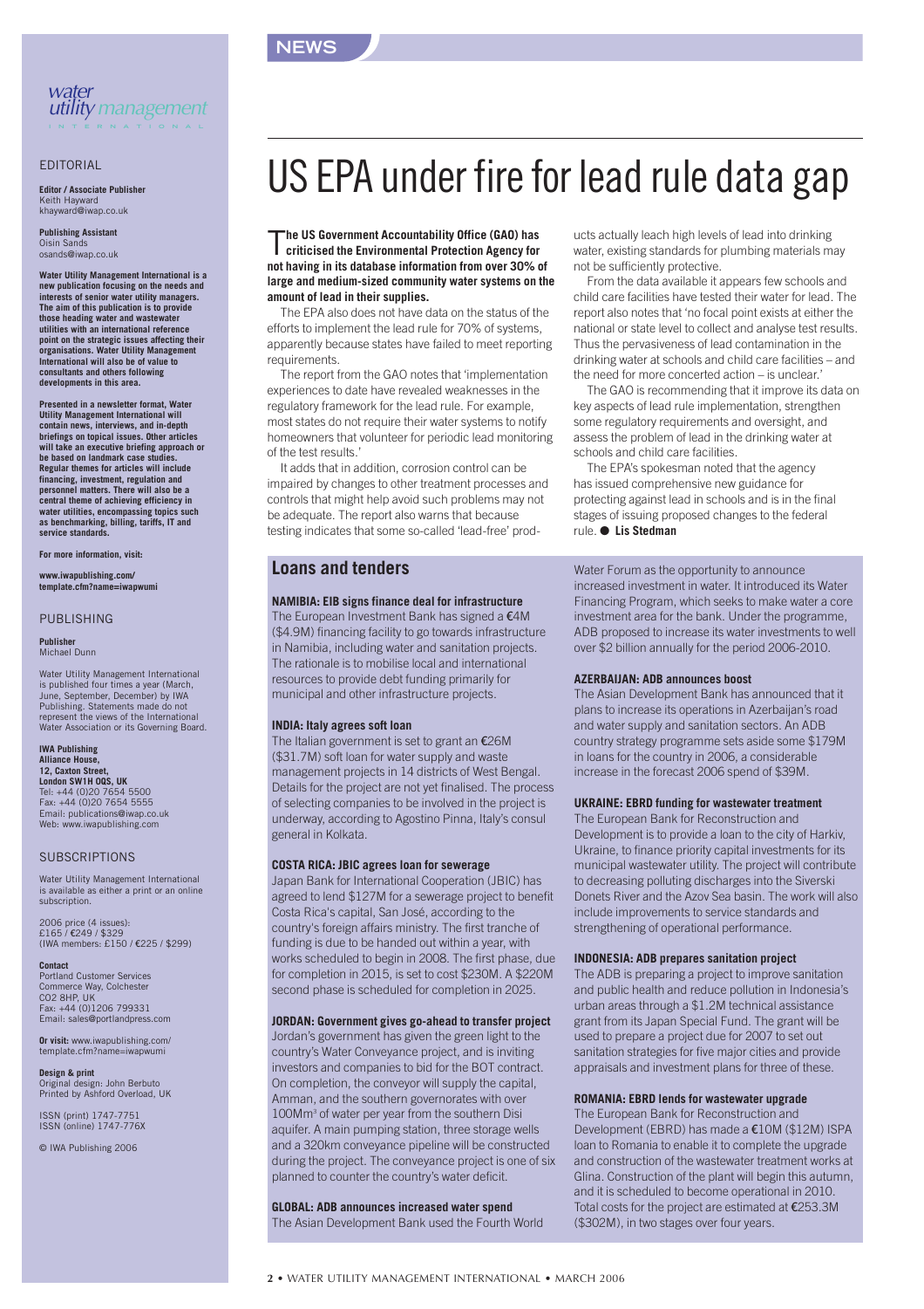NEWS

*water utility management* INTERNATIONAL

EDITORIAL

**Editor / Associate Publisher**
Keith Hayward
khayward@iwap.co.uk

**Publishing Assistant**
Oisin Sands
osands@iwap.co.uk

**Water Utility Management International is a new publication focusing on the needs and interests of senior water utility managers. The aim of this publication is to provide those heading water and wastewater utilities with an international reference point on the strategic issues affecting their organisations. Water Utility Management International will also be of value to consultants and others following developments in this area.**

**Presented in a newsletter format, Water Utility Management International will contain news, interviews, and in-depth briefings on topical issues. Other articles will take an executive briefing approach or be based on landmark case studies. Regular themes for articles will include financing, investment, regulation and personnel matters. There will also be a central theme of achieving efficiency in water utilities, encompassing topics such as benchmarking, billing, tariffs, IT and service standards.**

**For more information, visit:**

**www.iwapublishing.com/template.cfm?name=iwapwumi**

PUBLISHING

**Publisher**
Michael Dunn

Water Utility Management International is published four times a year (March, June, September, December) by IWA Publishing. Statements made do not represent the views of the International Water Association or its Governing Board.

**IWA Publishing**
**Alliance House,**
**12, Caxton Street,**
**London SW1H 0QS, UK**
Tel: +44 (0)20 7654 5500
Fax: +44 (0)20 7654 5555
Email: publications@iwap.co.uk
Web: www.iwapublishing.com

SUBSCRIPTIONS

Water Utility Management International is available as either a print or an online subscription.

2006 price (4 issues):
£165 / €249 / $329
(IWA members: £150 / €225 / $299)

**Contact**
Portland Customer Services
Commerce Way, Colchester
CO2 8HP, UK
Fax: +44 (0)1206 799331
Email: sales@portlandpress.com

**Or visit:** www.iwapublishing.com/template.cfm?name=iwapwumi

**Design & print**
Original design: John Berbuto
Printed by Ashford Overload, UK

ISSN (print) 1747-7751
ISSN (online) 1747-776X

© IWA Publishing 2006

# US EPA under fire for lead rule data gap

**The US Government Accountability Office (GAO) has criticised the Environmental Protection Agency for not having in its database information from over 30% of large and medium-sized community water systems on the amount of lead in their supplies.**

The EPA also does not have data on the status of the efforts to implement the lead rule for 70% of systems, apparently because states have failed to meet reporting requirements.

The report from the GAO notes that 'implementation experiences to date have revealed weaknesses in the regulatory framework for the lead rule. For example, most states do not require their water systems to notify homeowners that volunteer for periodic lead monitoring of the test results.'

It adds that in addition, corrosion control can be impaired by changes to other treatment processes and controls that might help avoid such problems may not be adequate. The report also warns that because testing indicates that some so-called 'lead-free' products actually leach high levels of lead into drinking water, existing standards for plumbing materials may not be sufficiently protective.

From the data available it appears few schools and child care facilities have tested their water for lead. The report also notes that 'no focal point exists at either the national or state level to collect and analyse test results. Thus the pervasiveness of lead contamination in the drinking water at schools and child care facilities – and the need for more concerted action – is unclear.'

The GAO is recommending that it improve its data on key aspects of lead rule implementation, strengthen some regulatory requirements and oversight, and assess the problem of lead in the drinking water at schools and child care facilities.

The EPA's spokesman noted that the agency has issued comprehensive new guidance for protecting against lead in schools and is in the final stages of issuing proposed changes to the federal rule. ● **Lis Stedman**

## Loans and tenders

**NAMIBIA: EIB signs finance deal for infrastructure**
The European Investment Bank has signed a €4M ($4.9M) financing facility to go towards infrastructure in Namibia, including water and sanitation projects. The rationale is to mobilise local and international resources to provide debt funding primarily for municipal and other infrastructure projects.

**INDIA: Italy agrees soft loan**
The Italian government is set to grant an €26M ($31.7M) soft loan for water supply and waste management projects in 14 districts of West Bengal. Details for the project are not yet finalised. The process of selecting companies to be involved in the project is underway, according to Agostino Pinna, Italy's consul general in Kolkata.

**COSTA RICA: JBIC agrees loan for sewerage**
Japan Bank for International Cooperation (JBIC) has agreed to lend $127M for a sewerage project to benefit Costa Rica's capital, San José, according to the country's foreign affairs ministry. The first tranche of funding is due to be handed out within a year, with works scheduled to begin in 2008. The first phase, due for completion in 2015, is set to cost $230M. A $220M second phase is scheduled for completion in 2025.

**JORDAN: Government gives go-ahead to transfer project**
Jordan's government has given the green light to the country's Water Conveyance project, and is inviting investors and companies to bid for the BOT contract. On completion, the conveyor will supply the capital, Amman, and the southern governorates with over 100Mm³ of water per year from the southern Disi aquifer. A main pumping station, three storage wells and a 320km conveyance pipeline will be constructed during the project. The conveyance project is one of six planned to counter the country's water deficit.

**GLOBAL: ADB announces increased water spend**
The Asian Development Bank used the Fourth World Water Forum as the opportunity to announce increased investment in water. It introduced its Water Financing Program, which seeks to make water a core investment area for the bank. Under the programme, ADB proposed to increase its water investments to well over $2 billion annually for the period 2006-2010.

**AZERBAIJAN: ADB announces boost**
The Asian Development Bank has announced that it plans to increase its operations in Azerbaijan's road and water supply and sanitation sectors. An ADB country strategy programme sets aside some $179M in loans for the country in 2006, a considerable increase in the forecast 2006 spend of $39M.

**UKRAINE: EBRD funding for wastewater treatment**
The European Bank for Reconstruction and Development is to provide a loan to the city of Harkiv, Ukraine, to finance priority capital investments for its municipal wastewater utility. The project will contribute to decreasing polluting discharges into the Siverski Donets River and the Azov Sea basin. The work will also include improvements to service standards and strengthening of operational performance.

**INDONESIA: ADB prepares sanitation project**
The ADB is preparing a project to improve sanitation and public health and reduce pollution in Indonesia's urban areas through a $1.2M technical assistance grant from its Japan Special Fund. The grant will be used to prepare a project due for 2007 to set out sanitation strategies for five major cities and provide appraisals and investment plans for three of these.

**ROMANIA: EBRD lends for wastewater upgrade**
The European Bank for Reconstruction and Development (EBRD) has made a €10M ($12M) ISPA loan to Romania to enable it to complete the upgrade and construction of the wastewater treatment works at Glina. Construction of the plant will begin this autumn, and it is scheduled to become operational in 2010. Total costs for the project are estimated at €253.3M ($302M), in two stages over four years.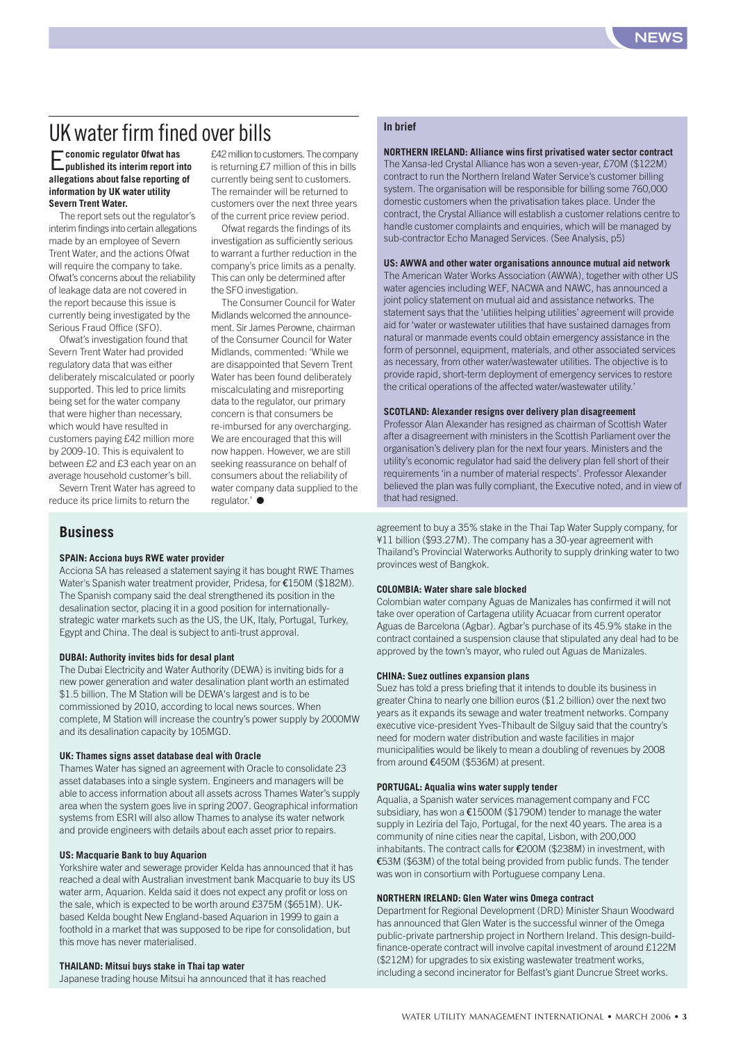# UK water firm fined over bills

**Economic regulator Ofwat has published its interim report into allegations about false reporting of information by UK water utility Severn Trent Water.**

The report sets out the regulator's interim findings into certain allegations made by an employee of Severn Trent Water, and the actions Ofwat will require the company to take. Ofwat's concerns about the reliability of leakage data are not covered in the report because this issue is currently being investigated by the Serious Fraud Office (SFO).

Ofwat's investigation found that Severn Trent Water had provided regulatory data that was either deliberately miscalculated or poorly supported. This led to price limits being set for the water company that were higher than necessary, which would have resulted in customers paying £42 million more by 2009-10. This is equivalent to between £2 and £3 each year on an average household customer's bill.

Severn Trent Water has agreed to reduce its price limits to return the £42 million to customers. The company is returning £7 million of this in bills currently being sent to customers. The remainder will be returned to customers over the next three years of the current price review period.

Ofwat regards the findings of its investigation as sufficiently serious to warrant a further reduction in the company's price limits as a penalty. This can only be determined after the SFO investigation.

The Consumer Council for Water Midlands welcomed the announcement. Sir James Perowne, chairman of the Consumer Council for Water Midlands, commented: 'While we are disappointed that Severn Trent Water has been found deliberately miscalculating and misreporting data to the regulator, our primary concern is that consumers be re-imbursed for any overcharging. We are encouraged that this will now happen. However, we are still seeking reassurance on behalf of consumers about the reliability of water company data supplied to the regulator.' ●

## In brief

**NORTHERN IRELAND: Alliance wins first privatised water sector contract**
The Xansa-led Crystal Alliance has won a seven-year, £70M ($122M) contract to run the Northern Ireland Water Service's customer billing system. The organisation will be responsible for billing some 760,000 domestic customers when the privatisation takes place. Under the contract, the Crystal Alliance will establish a customer relations centre to handle customer complaints and enquiries, which will be managed by sub-contractor Echo Managed Services. (See Analysis, p5)

**US: AWWA and other water organisations announce mutual aid network**
The American Water Works Association (AWWA), together with other US water agencies including WEF, NACWA and NAWC, has announced a joint policy statement on mutual aid and assistance networks. The statement says that the 'utilities helping utilities' agreement will provide aid for 'water or wastewater utilities that have sustained damages from natural or manmade events could obtain emergency assistance in the form of personnel, equipment, materials, and other associated services as necessary, from other water/wastewater utilities. The objective is to provide rapid, short-term deployment of emergency services to restore the critical operations of the affected water/wastewater utility.'

**SCOTLAND: Alexander resigns over delivery plan disagreement**
Professor Alan Alexander has resigned as chairman of Scottish Water after a disagreement with ministers in the Scottish Parliament over the organisation's delivery plan for the next four years. Ministers and the utility's economic regulator had said the delivery plan fell short of their requirements 'in a number of material respects'. Professor Alexander believed the plan was fully compliant, the Executive noted, and in view of that had resigned.

## Business

**SPAIN: Acciona buys RWE water provider**
Acciona SA has released a statement saying it has bought RWE Thames Water's Spanish water treatment provider, Pridesa, for €150M ($182M). The Spanish company said the deal strengthened its position in the desalination sector, placing it in a good position for internationally-strategic water markets such as the US, the UK, Italy, Portugal, Turkey, Egypt and China. The deal is subject to anti-trust approval.

**DUBAI: Authority invites bids for desal plant**
The Dubai Electricity and Water Authority (DEWA) is inviting bids for a new power generation and water desalination plant worth an estimated $1.5 billion. The M Station will be DEWA's largest and is to be commissioned by 2010, according to local news sources. When complete, M Station will increase the country's power supply by 2000MW and its desalination capacity by 105MGD.

**UK: Thames signs asset database deal with Oracle**
Thames Water has signed an agreement with Oracle to consolidate 23 asset databases into a single system. Engineers and managers will be able to access information about all assets across Thames Water's supply area when the system goes live in spring 2007. Geographical information systems from ESRI will also allow Thames to analyse its water network and provide engineers with details about each asset prior to repairs.

**US: Macquarie Bank to buy Aquarion**
Yorkshire water and sewerage provider Kelda has announced that it has reached a deal with Australian investment bank Macquarie to buy its US water arm, Aquarion. Kelda said it does not expect any profit or loss on the sale, which is expected to be worth around £375M ($651M). UK-based Kelda bought New England-based Aquarion in 1999 to gain a foothold in a market that was supposed to be ripe for consolidation, but this move has never materialised.

**THAILAND: Mitsui buys stake in Thai tap water**
Japanese trading house Mitsui ha announced that it has reached agreement to buy a 35% stake in the Thai Tap Water Supply company, for ¥11 billion ($93.27M). The company has a 30-year agreement with Thailand's Provincial Waterworks Authority to supply drinking water to two provinces west of Bangkok.

**COLOMBIA: Water share sale blocked**
Colombian water company Aguas de Manizales has confirmed it will not take over operation of Cartagena utility Acuacar from current operator Aguas de Barcelona (Agbar). Agbar's purchase of its 45.9% stake in the contract contained a suspension clause that stipulated any deal had to be approved by the town's mayor, who ruled out Aguas de Manizales.

**CHINA: Suez outlines expansion plans**
Suez has told a press briefing that it intends to double its business in greater China to nearly one billion euros ($1.2 billion) over the next two years as it expands its sewage and water treatment networks. Company executive vice-president Yves-Thibault de Silguy said that the country's need for modern water distribution and waste facilities in major municipalities would be likely to mean a doubling of revenues by 2008 from around €450M ($536M) at present.

**PORTUGAL: Aqualia wins water supply tender**
Aqualia, a Spanish water services management company and FCC subsidiary, has won a €1500M ($1790M) tender to manage the water supply in Leziria del Tajo, Portugal, for the next 40 years. The area is a community of nine cities near the capital, Lisbon, with 200,000 inhabitants. The contract calls for €200M ($238M) in investment, with €53M ($63M) of the total being provided from public funds. The tender was won in consortium with Portuguese company Lena.

**NORTHERN IRELAND: Glen Water wins Omega contract**
Department for Regional Development (DRD) Minister Shaun Woodward has announced that Glen Water is the successful winner of the Omega public-private partnership project in Northern Ireland. This design-build-finance-operate contract will involve capital investment of around £122M ($212M) for upgrades to six existing wastewater treatment works, including a second incinerator for Belfast's giant Duncrue Street works.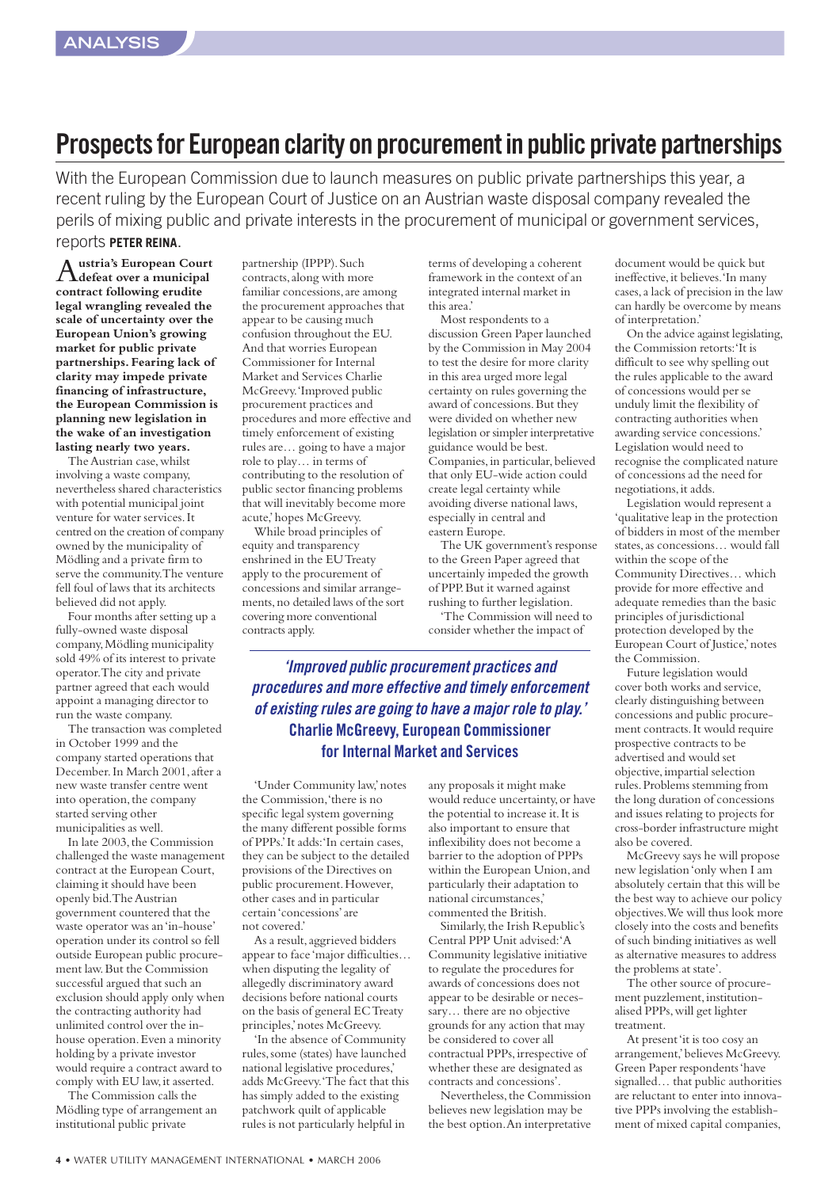# Prospects for European clarity on procurement in public private partnerships

With the European Commission due to launch measures on public private partnerships this year, a recent ruling by the European Court of Justice on an Austrian waste disposal company revealed the perils of mixing public and private interests in the procurement of municipal or government services, reports **PETER REINA**.

**Austria's European Court defeat over a municipal contract following erudite legal wrangling revealed the scale of uncertainty over the European Union's growing market for public private partnerships. Fearing lack of clarity may impede private financing of infrastructure, the European Commission is planning new legislation in the wake of an investigation lasting nearly two years.**

The Austrian case, whilst involving a waste company, nevertheless shared characteristics with potential municipal joint venture for water services. It centred on the creation of company owned by the municipality of Mödling and a private firm to serve the community. The venture fell foul of laws that its architects believed did not apply.

Four months after setting up a fully-owned waste disposal company, Mödling municipality sold 49% of its interest to private operator. The city and private partner agreed that each would appoint a managing director to run the waste company.

The transaction was completed in October 1999 and the company started operations that December. In March 2001, after a new waste transfer centre went into operation, the company started serving other municipalities as well.

In late 2003, the Commission challenged the waste management contract at the European Court, claiming it should have been openly bid. The Austrian government countered that the waste operator was an 'in-house' operation under its control so fell outside European public procurement law. But the Commission successful argued that such an exclusion should apply only when the contracting authority had unlimited control over the in-house operation. Even a minority holding by a private investor would require a contract award to comply with EU law, it asserted.

The Commission calls the Mödling type of arrangement an institutional public private partnership (IPPP). Such contracts, along with more familiar concessions, are among the procurement approaches that appear to be causing much confusion throughout the EU. And that worries European Commissioner for Internal Market and Services Charlie McGreevy. 'Improved public procurement practices and procedures and more effective and timely enforcement of existing rules are… going to have a major role to play… in terms of contributing to the resolution of public sector financing problems that will inevitably become more acute,' hopes McGreevy.

While broad principles of equity and transparency enshrined in the EU Treaty apply to the procurement of concessions and similar arrangements, no detailed laws of the sort covering more conventional contracts apply.

'Under Community law,' notes the Commission, 'there is no specific legal system governing the many different possible forms of PPPs.' It adds: 'In certain cases, they can be subject to the detailed provisions of the Directives on public procurement. However, other cases and in particular certain 'concessions' are not covered.'

As a result, aggrieved bidders appear to face 'major difficulties… when disputing the legality of allegedly discriminatory award decisions before national courts on the basis of general EC Treaty principles,' notes McGreevy.

'In the absence of Community rules, some (states) have launched national legislative procedures,' adds McGreevy. 'The fact that this has simply added to the existing patchwork quilt of applicable rules is not particularly helpful in terms of developing a coherent framework in the context of an integrated internal market in this area.'

Most respondents to a discussion Green Paper launched by the Commission in May 2004 to test the desire for more clarity in this area urged more legal certainty on rules governing the award of concessions. But they were divided on whether new legislation or simpler interpretative guidance would be best. Companies, in particular, believed that only EU-wide action could create legal certainty while avoiding diverse national laws, especially in central and eastern Europe.

The UK government's response to the Green Paper agreed that uncertainly impeded the growth of PPP. But it warned against rushing to further legislation.

'The Commission will need to consider whether the impact of any proposals it might make would reduce uncertainty, or have the potential to increase it. It is also important to ensure that inflexibility does not become a barrier to the adoption of PPPs within the European Union, and particularly their adaptation to national circumstances,' commented the British.

> ***'Improved public procurement practices and procedures and more effective and timely enforcement of existing rules are going to have a major role to play.'***
> **Charlie McGreevy, European Commissioner for Internal Market and Services**

Similarly, the Irish Republic's Central PPP Unit advised: 'A Community legislative initiative to regulate the procedures for awards of concessions does not appear to be desirable or necessary… there are no objective grounds for any action that may be considered to cover all contractual PPPs, irrespective of whether these are designated as contracts and concessions'.

Nevertheless, the Commission believes new legislation may be the best option. An interpretative document would be quick but ineffective, it believes. 'In many cases, a lack of precision in the law can hardly be overcome by means of interpretation.'

On the advice against legislating, the Commission retorts: 'It is difficult to see why spelling out the rules applicable to the award of concessions would per se unduly limit the flexibility of contracting authorities when awarding service concessions.' Legislation would need to recognise the complicated nature of concessions ad the need for negotiations, it adds.

Legislation would represent a 'qualitative leap in the protection of bidders in most of the member states, as concessions… would fall within the scope of the Community Directives… which provide for more effective and adequate remedies than the basic principles of jurisdictional protection developed by the European Court of Justice,' notes the Commission.

Future legislation would cover both works and service, clearly distinguishing between concessions and public procurement contracts. It would require prospective contracts to be advertised and would set objective, impartial selection rules. Problems stemming from the long duration of concessions and issues relating to projects for cross-border infrastructure might also be covered.

McGreevy says he will propose new legislation 'only when I am absolutely certain that this will be the best way to achieve our policy objectives. We will thus look more closely into the costs and benefits of such binding initiatives as well as alternative measures to address the problems at state'.

The other source of procurement puzzlement, institutionalised PPPs, will get lighter treatment.

At present 'it is too cosy an arrangement,' believes McGreevy. Green Paper respondents 'have signalled… that public authorities are reluctant to enter into innovative PPPs involving the establishment of mixed capital companies,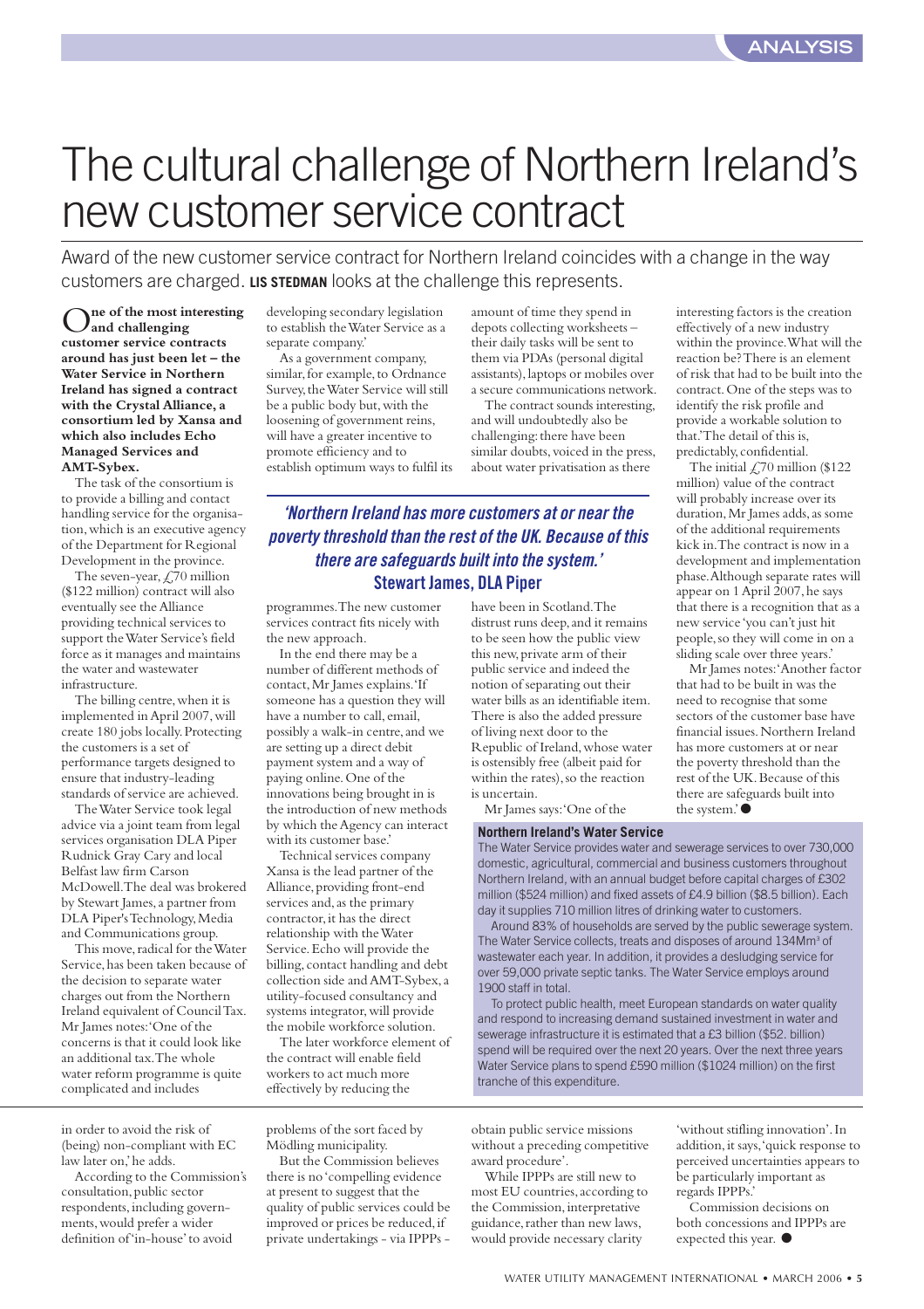# The cultural challenge of Northern Ireland's new customer service contract

Award of the new customer service contract for Northern Ireland coincides with a change in the way customers are charged. **LIS STEDMAN** looks at the challenge this represents.

**One of the most interesting and challenging customer service contracts around has just been let – the Water Service in Northern Ireland has signed a contract with the Crystal Alliance, a consortium led by Xansa and which also includes Echo Managed Services and AMT-Sybex.**

The task of the consortium is to provide a billing and contact handling service for the organisation, which is an executive agency of the Department for Regional Development in the province.

The seven-year, £70 million ($122 million) contract will also eventually see the Alliance providing technical services to support the Water Service's field force as it manages and maintains the water and wastewater infrastructure.

The billing centre, when it is implemented in April 2007, will create 180 jobs locally. Protecting the customers is a set of performance targets designed to ensure that industry-leading standards of service are achieved.

The Water Service took legal advice via a joint team from legal services organisation DLA Piper Rudnick Gray Cary and local Belfast law firm Carson McDowell. The deal was brokered by Stewart James, a partner from DLA Piper's Technology, Media and Communications group.

This move, radical for the Water Service, has been taken because of the decision to separate water charges out from the Northern Ireland equivalent of Council Tax. Mr James notes: 'One of the concerns is that it could look like an additional tax. The whole water reform programme is quite complicated and includes developing secondary legislation to establish the Water Service as a separate company.'

As a government company, similar, for example, to Ordnance Survey, the Water Service will still be a public body but, with the loosening of government reins, will have a greater incentive to promote efficiency and to establish optimum ways to fulfil its programmes. The new customer services contract fits nicely with the new approach.

> *'Northern Ireland has more customers at or near the poverty threshold than the rest of the UK. Because of this there are safeguards built into the system.'*
> **Stewart James, DLA Piper**

In the end there may be a number of different methods of contact, Mr James explains. 'If someone has a question they will have a number to call, email, possibly a walk-in centre, and we are setting up a direct debit payment system and a way of paying online. One of the innovations being brought in is the introduction of new methods by which the Agency can interact with its customer base.'

Technical services company Xansa is the lead partner of the Alliance, providing front-end services and, as the primary contractor, it has the direct relationship with the Water Service. Echo will provide the billing, contact handling and debt collection side and AMT-Sybex, a utility-focused consultancy and systems integrator, will provide the mobile workforce solution.

The later workforce element of the contract will enable field workers to act much more effectively by reducing the amount of time they spend in depots collecting worksheets – their daily tasks will be sent to them via PDAs (personal digital assistants), laptops or mobiles over a secure communications network.

The contract sounds interesting, and will undoubtedly also be challenging: there have been similar doubts, voiced in the press, about water privatisation as there have been in Scotland. The distrust runs deep, and it remains to be seen how the public view this new, private arm of their public service and indeed the notion of separating out their water bills as an identifiable item. There is also the added pressure of living next door to the Republic of Ireland, whose water is ostensibly free (albeit paid for within the rates), so the reaction is uncertain.

Mr James says: 'One of the interesting factors is the creation effectively of a new industry within the province. What will the reaction be? There is an element of risk that had to be built into the contract. One of the steps was to identify the risk profile and provide a workable solution to that.' The detail of this is, predictably, confidential.

The initial £70 million ($122 million) value of the contract will probably increase over its duration, Mr James adds, as some of the additional requirements kick in. The contract is now in a development and implementation phase. Although separate rates will appear on 1 April 2007, he says that there is a recognition that as a new service 'you can't just hit people, so they will come in on a sliding scale over three years.'

Mr James notes: 'Another factor that had to be built in was the need to recognise that some sectors of the customer base have financial issues. Northern Ireland has more customers at or near the poverty threshold than the rest of the UK. Because of this there are safeguards built into the system.' ●

### Northern Ireland's Water Service

The Water Service provides water and sewerage services to over 730,000 domestic, agricultural, commercial and business customers throughout Northern Ireland, with an annual budget before capital charges of £302 million ($524 million) and fixed assets of £4.9 billion ($8.5 billion). Each day it supplies 710 million litres of drinking water to customers.

Around 83% of households are served by the public sewerage system. The Water Service collects, treats and disposes of around 134Mm$^3$ of wastewater each year. In addition, it provides a desludging service for over 59,000 private septic tanks. The Water Service employs around 1900 staff in total.

To protect public health, meet European standards on water quality and respond to increasing demand sustained investment in water and sewerage infrastructure it is estimated that a £3 billion ($52. billion) spend will be required over the next 20 years. Over the next three years Water Service plans to spend £590 million ($1024 million) on the first tranche of this expenditure.

---

in order to avoid the risk of (being) non-compliant with EC law later on,' he adds.

According to the Commission's consultation, public sector respondents, including governments, would prefer a wider definition of 'in-house' to avoid problems of the sort faced by Mödling municipality.

But the Commission believes there is no 'compelling evidence at present to suggest that the quality of public services could be improved or prices be reduced, if private undertakings - via IPPPs - obtain public service missions without a preceding competitive award procedure'.

While IPPPs are still new to most EU countries, according to the Commission, interpretative guidance, rather than new laws, would provide necessary clarity 'without stifling innovation'. In addition, it says, 'quick response to perceived uncertainties appears to be particularly important as regards IPPPs.'

Commission decisions on both concessions and IPPPs are expected this year. ●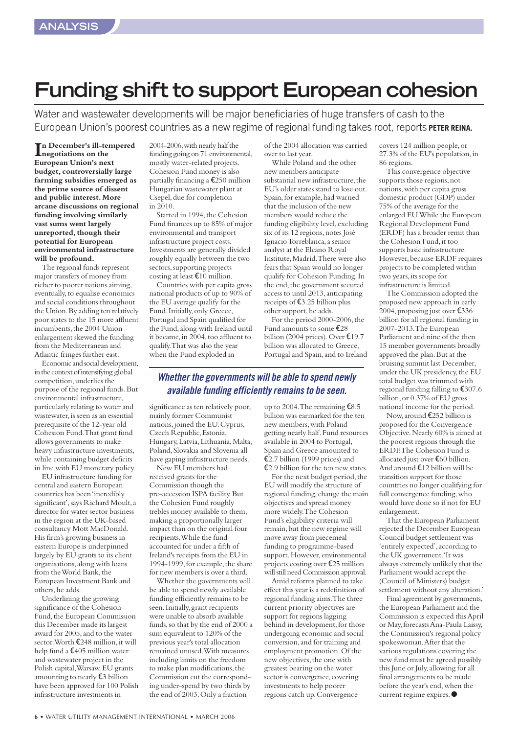ANALYSIS

# Funding shift to support European cohesion

Water and wastewater developments will be major beneficiaries of huge transfers of cash to the European Union's poorest countries as a new regime of regional funding takes root, reports **PETER REINA.**

**In December's ill-tempered negotiations on the European Union's next budget, controversially large farming subsidies emerged as the prime source of dissent and public interest. More arcane discussions on regional funding involving similarly vast sums went largely unreported, though their potential for European environmental infrastructure will be profound.**

The regional funds represent major transfers of money from richer to poorer nations aiming, eventually, to equalise economics and social conditions throughout the Union. By adding ten relatively poor states to the 15 more affluent incumbents, the 2004 Union enlargement skewed the funding from the Mediterranean and Atlantic fringes further east.

Economic and social development, in the context of intensifying global competition, underlies the purpose of the regional funds. But environmental infrastructure, particularly relating to water and wastewater, is seen as an essential prerequisite of the 12-year old Cohesion Fund. That grant fund allows governments to make heavy infrastructure investments, while containing budget deficits in line with EU monetary policy.

EU infrastructure funding for central and eastern European countries has been 'incredibly significant', says Richard Moult, a director for water sector business in the region at the UK-based consultancy Mott MacDonald. His firm's growing business in eastern Europe is underpinned largely by EU grants to its client organisations, along with loans from the World Bank, the European Investment Bank and others, he adds.

Underlining the growing significance of the Cohesion Fund, the European Commission this December made its largest award for 2005, and to the water sector. Worth €248 million, it will help fund a €405 million water and wastewater project in the Polish capital, Warsaw. EU grants amounting to nearly €3 billion have been approved for 100 Polish infrastructure investments in 2004-2006, with nearly half the funding going on 71 environmental, mostly water-related projects. Cohesion Fund money is also partially financing a €250 million Hungarian wastewater plant at Csepel, due for completion in 2010.

Started in 1994, the Cohesion Fund finances up to 85% of major environmental and transport infrastructure project costs. Investments are generally divided roughly equally between the two sectors, supporting projects costing at least €10 million.

Countries with per capita gross national products of up to 90% of the EU average qualify for the Fund. Initially, only Greece, Portugal and Spain qualified for the Fund, along with Ireland until it became, in 2004, too affluent to qualify. That was also the year when the Fund exploded in significance as ten relatively poor, mainly former Communist nations, joined the EU. Cyprus, Czech Republic, Estonia, Hungary, Latvia, Lithuania, Malta, Poland, Slovakia and Slovenia all have gaping infrastructure needs.

New EU members had received grants for the Commission though the pre-accession ISPA facility. But the Cohesion Fund roughly trebles money available to them, making a proportionally larger impact than on the original four recipients. While the fund accounted for under a fifth of Ireland's receipts from the EU in 1994-1999, for example, the share for new members is over a third.

*Whether the governments will be able to spend newly available funding efficiently remains to be seen.*

Whether the governments will be able to spend newly available funding efficiently remains to be seen. Initially, grant recipients were unable to absorb available funds, so that by the end of 2000 a sum equivalent to 120% of the previous year's total allocation remained unused. With measures including limits on the freedom to make plan modifications, the Commission cut the corresponding under-spend by two thirds by the end of 2003. Only a fraction of the 2004 allocation was carried over to last year.

While Poland and the other new members anticipate substantial new infrastructure, the EU's older states stand to lose out. Spain, for example, had warned that the inclusion of the new members would reduce the funding eligibility level, excluding six of its 12 regions, notes José Ignacio Torreblanca, a senior analyst at the Elcano Royal Institute, Madrid. There were also fears that Spain would no longer qualify for Cohesion Funding. In the end, the government secured access to until 2013, anticipating receipts of €3.25 billion plus other support, he adds.

For the period 2000-2006, the Fund amounts to some €28 billion (2004 prices). Over €19.7 billion was allocated to Greece, Portugal and Spain, and to Ireland up to 2004. The remaining €8.5 billion was earmarked for the ten new members, with Poland getting nearly half. Fund resources available in 2004 to Portugal, Spain and Greece amounted to €2.7 billion (1999 prices) and €2.9 billion for the ten new states.

For the next budget period, the EU will modify the structure of regional funding, change the main objectives and spread money more widely. The Cohesion Fund's eligibility criteria will remain, but the new regime will move away from piecemeal funding to programme-based support. However, environmental projects costing over €25 million will still need Commission approval.

Amid reforms planned to take effect this year is a redefinition of regional funding aims. The three current priority objectives are support for regions lagging behind in development, for those undergoing economic and social conversion, and for training and employment promotion. Of the new objectives, the one with greatest bearing on the water sector is convergence, covering investments to help poorer regions catch up. Convergence covers 124 million people, or 27.3% of the EU's population, in 86 regions.

This convergence objective supports those regions, not nations, with per capita gross domestic product (GDP) under 75% of the average for the enlarged EU. While the European Regional Development Fund (ERDF) has a broader remit than the Cohesion Fund, it too supports basic infrastructure. However, because ERDF requires projects to be completed within two years, its scope for infrastructure is limited.

The Commission adopted the proposed new approach in early 2004, proposing just over €336 billion for all regional funding in 2007-2013. The European Parliament and nine of the then 15 member governments broadly approved the plan. But at the bruising summit last December, under the UK presidency, the EU total budget was trimmed with regional funding falling to €307.6 billion, or 0.37% of EU gross national income for the period.

Now, around €252 billion is proposed for the Convergence Objective. Nearly 60% is aimed at the poorest regions through the ERDF. The Cohesion Fund is allocated just over €60 billion. And around €12 billion will be transition support for those countries no longer qualifying for full convergence funding, who would have done so if not for EU enlargement.

That the European Parliament rejected the December European Council budget settlement was 'entirely expected', according to the UK government. 'It was always extremely unlikely that the Parliament would accept the (Council of Ministers) budget settlement without any alteration.'

Final agreement by governments, the European Parliament and the Commission is expected this April or May, forecasts Ana-Paula Laissy, the Commission's regional policy spokeswoman. After that the various regulations covering the new fund must be agreed possibly this June or July, allowing for all final arrangements to be made before the year's end, when the current regime expires. ●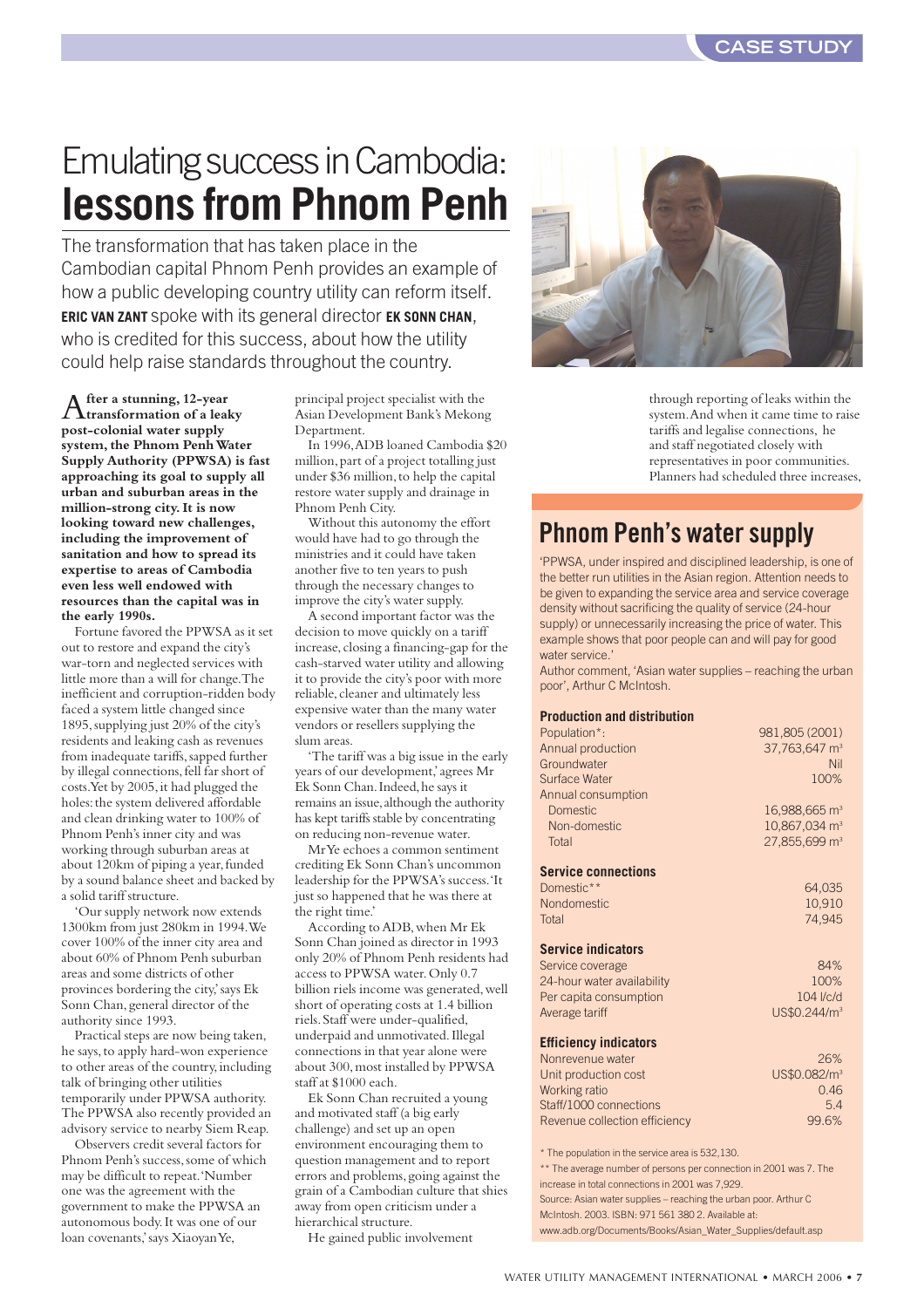# Emulating success in Cambodia: **lessons from Phnom Penh**

The transformation that has taken place in the Cambodian capital Phnom Penh provides an example of how a public developing country utility can reform itself. **ERIC VAN ZANT** spoke with its general director **EK SONN CHAN**, who is credited for this success, about how the utility could help raise standards throughout the country.

**After a stunning, 12-year transformation of a leaky post-colonial water supply system, the Phnom Penh Water Supply Authority (PPWSA) is fast approaching its goal to supply all urban and suburban areas in the million-strong city. It is now looking toward new challenges, including the improvement of sanitation and how to spread its expertise to areas of Cambodia even less well endowed with resources than the capital was in the early 1990s.**

Fortune favored the PPWSA as it set out to restore and expand the city's war-torn and neglected services with little more than a will for change. The inefficient and corruption-ridden body faced a system little changed since 1895, supplying just 20% of the city's residents and leaking cash as revenues from inadequate tariffs, sapped further by illegal connections, fell far short of costs. Yet by 2005, it had plugged the holes: the system delivered affordable and clean drinking water to 100% of Phnom Penh's inner city and was working through suburban areas at about 120km of piping a year, funded by a sound balance sheet and backed by a solid tariff structure.

'Our supply network now extends 1300km from just 280km in 1994. We cover 100% of the inner city area and about 60% of Phnom Penh suburban areas and some districts of other provinces bordering the city,' says Ek Sonn Chan, general director of the authority since 1993.

Practical steps are now being taken, he says, to apply hard-won experience to other areas of the country, including talk of bringing other utilities temporarily under PPWSA authority. The PPWSA also recently provided an advisory service to nearby Siem Reap.

Observers credit several factors for Phnom Penh's success, some of which may be difficult to repeat. 'Number one was the agreement with the government to make the PPWSA an autonomous body. It was one of our loan covenants,' says Xiaoyan Ye, principal project specialist with the Asian Development Bank's Mekong Department.

In 1996, ADB loaned Cambodia \$20 million, part of a project totalling just under \$36 million, to help the capital restore water supply and drainage in Phnom Penh City.

Without this autonomy the effort would have had to go through the ministries and it could have taken another five to ten years to push through the necessary changes to improve the city's water supply.

A second important factor was the decision to move quickly on a tariff increase, closing a financing-gap for the cash-starved water utility and allowing it to provide the city's poor with more reliable, cleaner and ultimately less expensive water than the many water vendors or resellers supplying the slum areas.

'The tariff was a big issue in the early years of our development,' agrees Mr Ek Sonn Chan. Indeed, he says it remains an issue, although the authority has kept tariffs stable by concentrating on reducing non-revenue water.

Mr Ye echoes a common sentiment crediting Ek Sonn Chan's uncommon leadership for the PPWSA's success. 'It just so happened that he was there at the right time.'

According to ADB, when Mr Ek Sonn Chan joined as director in 1993 only 20% of Phnom Penh residents had access to PPWSA water. Only 0.7 billion riels income was generated, well short of operating costs at 1.4 billion riels. Staff were under-qualified, underpaid and unmotivated. Illegal connections in that year alone were about 300, most installed by PPWSA staff at \$1000 each.

Ek Sonn Chan recruited a young and motivated staff (a big early challenge) and set up an open environment encouraging them to question management and to report errors and problems, going against the grain of a Cambodian culture that shies away from open criticism under a hierarchical structure.

He gained public involvement through reporting of leaks within the system. And when it came time to raise tariffs and legalise connections, he and staff negotiated closely with representatives in poor communities. Planners had scheduled three increases,

## Phnom Penh's water supply

'PPWSA, under inspired and disciplined leadership, is one of the better run utilities in the Asian region. Attention needs to be given to expanding the service area and service coverage density without sacrificing the quality of service (24-hour supply) or unnecessarily increasing the price of water. This example shows that poor people can and will pay for good water service.'

Author comment, 'Asian water supplies – reaching the urban poor', Arthur C McIntosh.

| **Production and distribution** | |
|---|---|
| Population*: | 981,805 (2001) |
| Annual production | 37,763,647 m³ |
| Groundwater | Nil |
| Surface Water | 100% |
| Annual consumption | |
| Domestic | 16,988,665 m³ |
| Non-domestic | 10,867,034 m³ |
| Total | 27,855,699 m³ |
| **Service connections** | |
| Domestic** | 64,035 |
| Nondomestic | 10,910 |
| Total | 74,945 |
| **Service indicators** | |
| Service coverage | 84% |
| 24-hour water availability | 100% |
| Per capita consumption | 104 l/c/d |
| Average tariff | US\$0.244/m³ |
| **Efficiency indicators** | |
| Nonrevenue water | 26% |
| Unit production cost | US\$0.082/m³ |
| Working ratio | 0.46 |
| Staff/1000 connections | 5.4 |
| Revenue collection efficiency | 99.6% |

\* The population in the service area is 532,130.

\*\* The average number of persons per connection in 2001 was 7. The increase in total connections in 2001 was 7,929.

Source: Asian water supplies – reaching the urban poor. Arthur C McIntosh. 2003. ISBN: 971 561 380 2. Available at: www.adb.org/Documents/Books/Asian_Water_Supplies/default.asp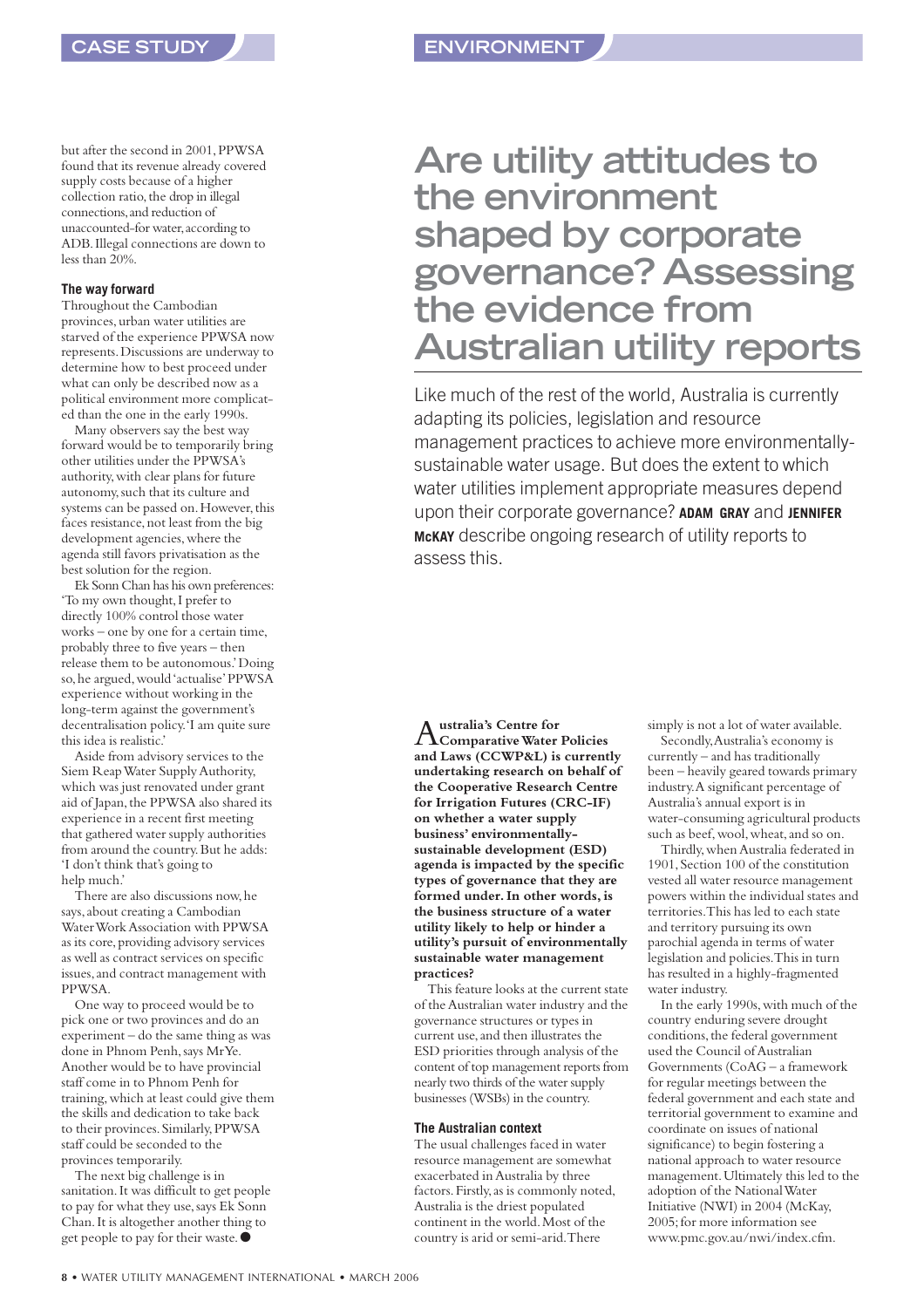but after the second in 2001, PPWSA found that its revenue already covered supply costs because of a higher collection ratio, the drop in illegal connections, and reduction of unaccounted-for water, according to ADB. Illegal connections are down to less than 20%.

### The way forward

Throughout the Cambodian provinces, urban water utilities are starved of the experience PPWSA now represents. Discussions are underway to determine how to best proceed under what can only be described now as a political environment more complicated than the one in the early 1990s.

Many observers say the best way forward would be to temporarily bring other utilities under the PPWSA's authority, with clear plans for future autonomy, such that its culture and systems can be passed on. However, this faces resistance, not least from the big development agencies, where the agenda still favors privatisation as the best solution for the region.

Ek Sonn Chan has his own preferences: 'To my own thought, I prefer to directly 100% control those water works – one by one for a certain time, probably three to five years – then release them to be autonomous.' Doing so, he argued, would 'actualise' PPWSA experience without working in the long-term against the government's decentralisation policy. 'I am quite sure this idea is realistic.'

Aside from advisory services to the Siem Reap Water Supply Authority, which was just renovated under grant aid of Japan, the PPWSA also shared its experience in a recent first meeting that gathered water supply authorities from around the country. But he adds: 'I don't think that's going to help much.'

There are also discussions now, he says, about creating a Cambodian Water Work Association with PPWSA as its core, providing advisory services as well as contract services on specific issues, and contract management with PPWSA.

One way to proceed would be to pick one or two provinces and do an experiment – do the same thing as was done in Phnom Penh, says Mr Ye. Another would be to have provincial staff come in to Phnom Penh for training, which at least could give them the skills and dedication to take back to their provinces. Similarly, PPWSA staff could be seconded to the provinces temporarily.

The next big challenge is in sanitation. It was difficult to get people to pay for what they use, says Ek Sonn Chan. It is altogether another thing to get people to pay for their waste. ●

# Are utility attitudes to the environment shaped by corporate governance? Assessing the evidence from Australian utility reports

Like much of the rest of the world, Australia is currently adapting its policies, legislation and resource management practices to achieve more environmentally-sustainable water usage. But does the extent to which water utilities implement appropriate measures depend upon their corporate governance? **ADAM GRAY** and **JENNIFER McKAY** describe ongoing research of utility reports to assess this.

**Australia's Centre for Comparative Water Policies and Laws (CCWP&L) is currently undertaking research on behalf of the Cooperative Research Centre for Irrigation Futures (CRC-IF) on whether a water supply business' environmentally-sustainable development (ESD) agenda is impacted by the specific types of governance that they are formed under. In other words, is the business structure of a water utility likely to help or hinder a utility's pursuit of environmentally sustainable water management practices?**

This feature looks at the current state of the Australian water industry and the governance structures or types in current use, and then illustrates the ESD priorities through analysis of the content of top management reports from nearly two thirds of the water supply businesses (WSBs) in the country.

### The Australian context

The usual challenges faced in water resource management are somewhat exacerbated in Australia by three factors. Firstly, as is commonly noted, Australia is the driest populated continent in the world. Most of the country is arid or semi-arid. There simply is not a lot of water available.

Secondly, Australia's economy is currently – and has traditionally been – heavily geared towards primary industry. A significant percentage of Australia's annual export is in water-consuming agricultural products such as beef, wool, wheat, and so on.

Thirdly, when Australia federated in 1901, Section 100 of the constitution vested all water resource management powers within the individual states and territories. This has led to each state and territory pursuing its own parochial agenda in terms of water legislation and policies. This in turn has resulted in a highly-fragmented water industry.

In the early 1990s, with much of the country enduring severe drought conditions, the federal government used the Council of Australian Governments (CoAG – a framework for regular meetings between the federal government and each state and territorial government to examine and coordinate on issues of national significance) to begin fostering a national approach to water resource management. Ultimately this led to the adoption of the National Water Initiative (NWI) in 2004 (McKay, 2005; for more information see www.pmc.gov.au/nwi/index.cfm.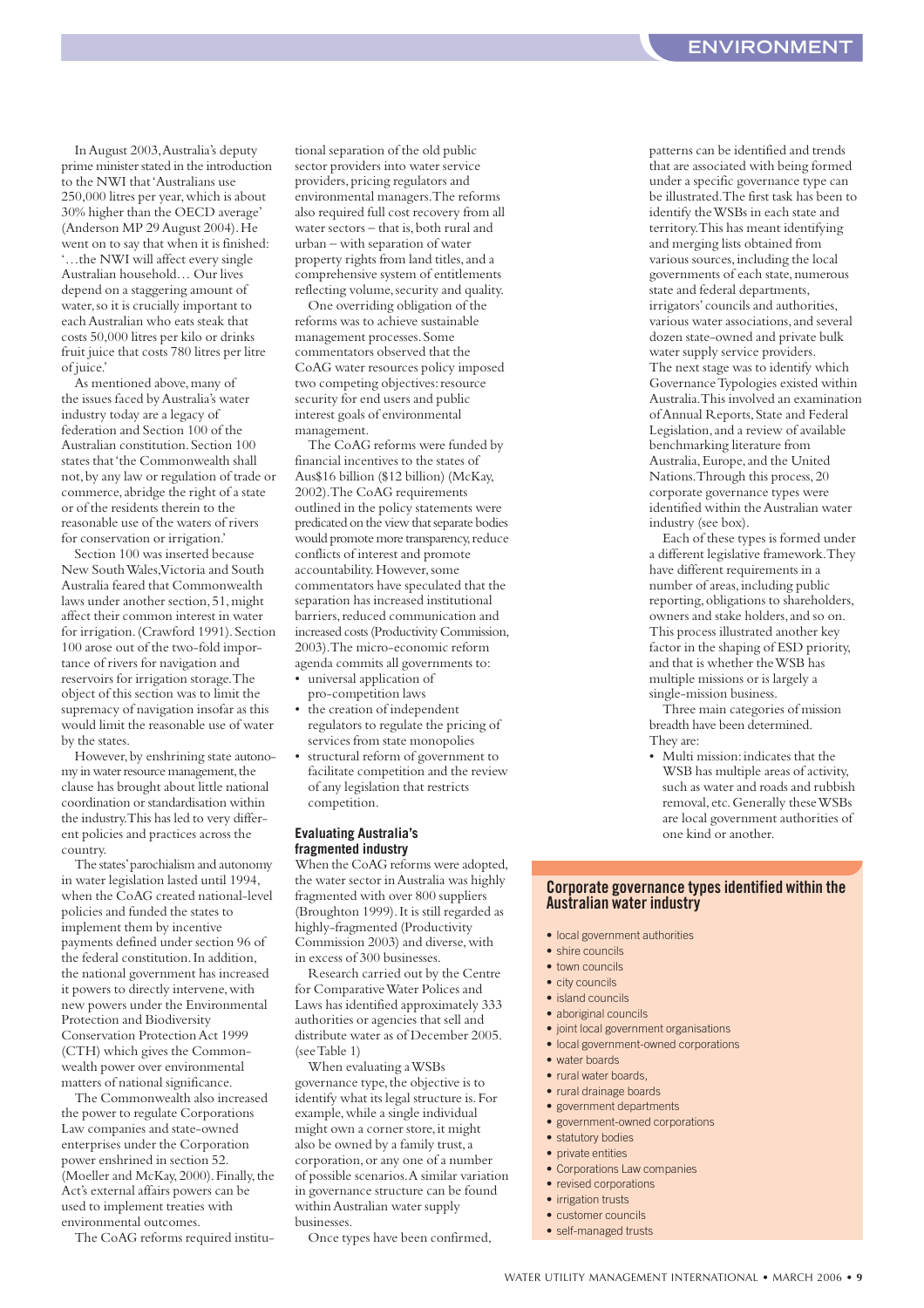In August 2003, Australia's deputy prime minister stated in the introduction to the NWI that 'Australians use 250,000 litres per year, which is about 30% higher than the OECD average' (Anderson MP 29 August 2004). He went on to say that when it is finished: '…the NWI will affect every single Australian household… Our lives depend on a staggering amount of water, so it is crucially important to each Australian who eats steak that costs 50,000 litres per kilo or drinks fruit juice that costs 780 litres per litre of juice.'

As mentioned above, many of the issues faced by Australia's water industry today are a legacy of federation and Section 100 of the Australian constitution. Section 100 states that 'the Commonwealth shall not, by any law or regulation of trade or commerce, abridge the right of a state or of the residents therein to the reasonable use of the waters of rivers for conservation or irrigation.'

Section 100 was inserted because New South Wales, Victoria and South Australia feared that Commonwealth laws under another section, 51, might affect their common interest in water for irrigation. (Crawford 1991). Section 100 arose out of the two-fold importance of rivers for navigation and reservoirs for irrigation storage. The object of this section was to limit the supremacy of navigation insofar as this would limit the reasonable use of water by the states.

However, by enshrining state autonomy in water resource management, the clause has brought about little national coordination or standardisation within the industry. This has led to very different policies and practices across the country.

The states' parochialism and autonomy in water legislation lasted until 1994, when the CoAG created national-level policies and funded the states to implement them by incentive payments defined under section 96 of the federal constitution. In addition, the national government has increased it powers to directly intervene, with new powers under the Environmental Protection and Biodiversity Conservation Protection Act 1999 (CTH) which gives the Commonwealth power over environmental matters of national significance.

The Commonwealth also increased the power to regulate Corporations Law companies and state-owned enterprises under the Corporation power enshrined in section 52. (Moeller and McKay, 2000). Finally, the Act's external affairs powers can be used to implement treaties with environmental outcomes.

The CoAG reforms required institutional separation of the old public sector providers into water service providers, pricing regulators and environmental managers. The reforms also required full cost recovery from all water sectors – that is, both rural and urban – with separation of water property rights from land titles, and a comprehensive system of entitlements reflecting volume, security and quality.

One overriding obligation of the reforms was to achieve sustainable management processes. Some commentators observed that the CoAG water resources policy imposed two competing objectives: resource security for end users and public interest goals of environmental management.

The CoAG reforms were funded by financial incentives to the states of Aus$16 billion ($12 billion) (McKay, 2002). The CoAG requirements outlined in the policy statements were predicated on the view that separate bodies would promote more transparency, reduce conflicts of interest and promote accountability. However, some commentators have speculated that the separation has increased institutional barriers, reduced communication and increased costs (Productivity Commission, 2003). The micro-economic reform agenda commits all governments to:

- universal application of pro-competition laws
- the creation of independent regulators to regulate the pricing of services from state monopolies
- structural reform of government to facilitate competition and the review of any legislation that restricts competition.

## Evaluating Australia's fragmented industry

When the CoAG reforms were adopted, the water sector in Australia was highly fragmented with over 800 suppliers (Broughton 1999). It is still regarded as highly-fragmented (Productivity Commission 2003) and diverse, with in excess of 300 businesses.

Research carried out by the Centre for Comparative Water Polices and Laws has identified approximately 333 authorities or agencies that sell and distribute water as of December 2005. (see Table 1)

When evaluating a WSBs governance type, the objective is to identify what its legal structure is. For example, while a single individual might own a corner store, it might also be owned by a family trust, a corporation, or any one of a number of possible scenarios. A similar variation in governance structure can be found within Australian water supply businesses.

Once types have been confirmed, patterns can be identified and trends that are associated with being formed under a specific governance type can be illustrated. The first task has been to identify the WSBs in each state and territory. This has meant identifying and merging lists obtained from various sources, including the local governments of each state, numerous state and federal departments, irrigators' councils and authorities, various water associations, and several dozen state-owned and private bulk water supply service providers.

The next stage was to identify which Governance Typologies existed within Australia. This involved an examination of Annual Reports, State and Federal Legislation, and a review of available benchmarking literature from Australia, Europe, and the United Nations. Through this process, 20 corporate governance types were identified within the Australian water industry (see box).

Each of these types is formed under a different legislative framework. They have different requirements in a number of areas, including public reporting, obligations to shareholders, owners and stake holders, and so on. This process illustrated another key factor in the shaping of ESD priority, and that is whether the WSB has multiple missions or is largely a single-mission business.

Three main categories of mission breadth have been determined. They are:

- Multi mission: indicates that the WSB has multiple areas of activity, such as water and roads and rubbish removal, etc. Generally these WSBs are local government authorities of one kind or another.

### Corporate governance types identified within the Australian water industry

- local government authorities
- shire councils
- town councils
- city councils
- island councils
- aboriginal councils
- joint local government organisations
- local government-owned corporations
- water boards
- rural water boards,
- rural drainage boards
- government departments
- government-owned corporations
- statutory bodies
- private entities
- Corporations Law companies
- revised corporations
- irrigation trusts
- customer councils
- self-managed trusts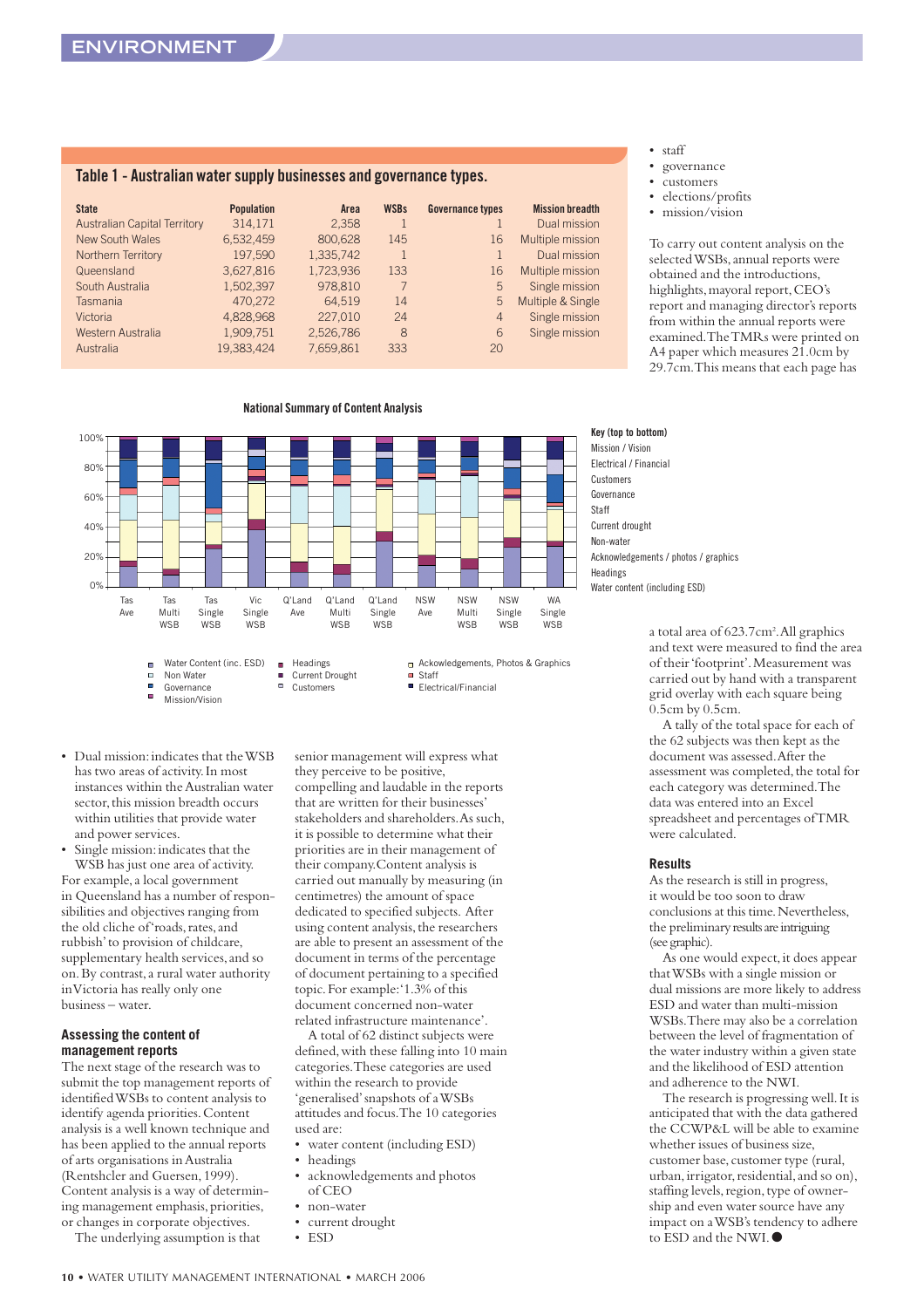## Table 1 - Australian water supply businesses and governance types.

| State | Population | Area | WSBs | Governance types | Mission breadth |
|---|---|---|---|---|---|
| Australian Capital Territory | 314,171 | 2,358 | 1 | 1 | Dual mission |
| New South Wales | 6,532,459 | 800,628 | 145 | 16 | Multiple mission |
| Northern Territory | 197,590 | 1,335,742 | 1 | 1 | Dual mission |
| Queensland | 3,627,816 | 1,723,936 | 133 | 16 | Multiple mission |
| South Australia | 1,502,397 | 978,810 | 7 | 5 | Single mission |
| Tasmania | 470,272 | 64,519 | 14 | 5 | Multiple & Single |
| Victoria | 4,828,968 | 227,010 | 24 | 4 | Single mission |
| Western Australia | 1,909,751 | 2,526,786 | 8 | 6 | Single mission |
| Australia | 19,383,424 | 7,659,861 | 333 | 20 | |

**National Summary of Content Analysis**

Key (top to bottom): Mission / Vision; Electrical / Financial; Customers; Governance; Staff; Current drought; Non-water; Acknowledgements / photos / graphics; Headings; Water content (including ESD)

- Dual mission: indicates that the WSB has two areas of activity. In most instances within the Australian water sector, this mission breadth occurs within utilities that provide water and power services.
- Single mission: indicates that the WSB has just one area of activity.

For example, a local government in Queensland has a number of responsibilities and objectives ranging from the old cliche of 'roads, rates, and rubbish' to provision of childcare, supplementary health services, and so on. By contrast, a rural water authority in Victoria has really only one business – water.

### Assessing the content of management reports

The next stage of the research was to submit the top management reports of identified WSBs to content analysis to identify agenda priorities. Content analysis is a well known technique and has been applied to the annual reports of arts organisations in Australia (Rentshcler and Guersen, 1999). Content analysis is a way of determining management emphasis, priorities, or changes in corporate objectives.

The underlying assumption is that senior management will express what they perceive to be positive, compelling and laudable in the reports that are written for their businesses' stakeholders and shareholders. As such, it is possible to determine what their priorities are in their management of their company. Content analysis is carried out manually by measuring (in centimetres) the amount of space dedicated to specified subjects. After using content analysis, the researchers are able to present an assessment of the document in terms of the percentage of document pertaining to a specified topic. For example: '1.3% of this document concerned non-water related infrastructure maintenance'.

A total of 62 distinct subjects were defined, with these falling into 10 main categories. These categories are used within the research to provide 'generalised' snapshots of a WSBs attitudes and focus. The 10 categories used are:

- water content (including ESD)
- headings
- acknowledgements and photos of CEO
- non-water
- current drought
- ESD
- staff
- governance
- customers
- elections/profits
- mission/vision

To carry out content analysis on the selected WSBs, annual reports were obtained and the introductions, highlights, mayoral report, CEO's report and managing director's reports from within the annual reports were examined. The TMRs were printed on A4 paper which measures 21.0cm by 29.7cm. This means that each page has a total area of 623.7cm². All graphics and text were measured to find the area of their 'footprint'. Measurement was carried out by hand with a transparent grid overlay with each square being 0.5cm by 0.5cm.

A tally of the total space for each of the 62 subjects was then kept as the document was assessed. After the assessment was completed, the total for each category was determined. The data was entered into an Excel spreadsheet and percentages of TMR were calculated.

### Results

As the research is still in progress, it would be too soon to draw conclusions at this time. Nevertheless, the preliminary results are intriguing (see graphic).

As one would expect, it does appear that WSBs with a single mission or dual missions are more likely to address ESD and water than multi-mission WSBs. There may also be a correlation between the level of fragmentation of the water industry within a given state and the likelihood of ESD attention and adherence to the NWI.

The research is progressing well. It is anticipated that with the data gathered the CCWP&L will be able to examine whether issues of business size, customer base, customer type (rural, urban, irrigator, residential, and so on), staffing levels, region, type of ownership and even water source have any impact on a WSB's tendency to adhere to ESD and the NWI. ●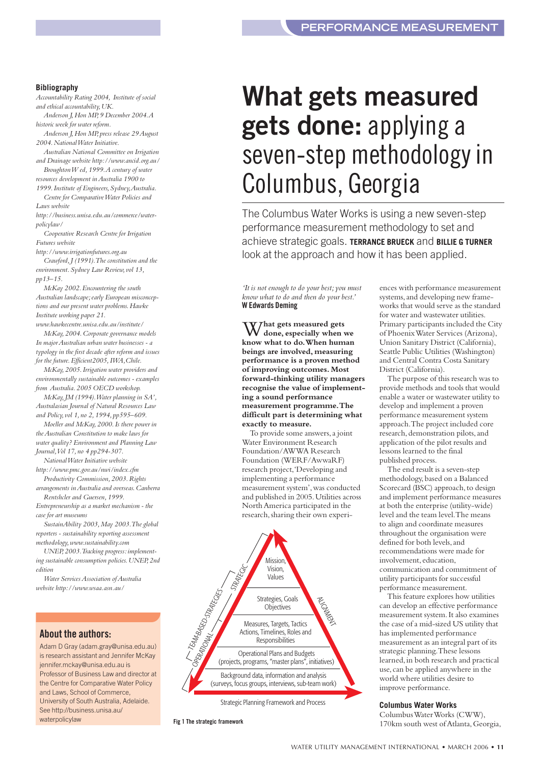## Bibliography

*Accountability Rating 2004, Institute of social and ethical accountability, UK.*

*Anderson J, Hon MP, 9 December 2004. A historic week for water reform.*

*Anderson J, Hon MP, press release 29 August 2004. National Water Initiative.*

*Australian National Committee on Irrigation and Drainage website http://www.ancid.org.au/*

*Broughton W ed, 1999. A century of water resources development in Australia 1900 to 1999. Institute of Engineers, Sydney, Australia.*

*Centre for Comparative Water Policies and Laws website http://business.unisa.edu.au/commerce/water-policylaw/*

*Cooperative Research Centre for Irrigation Futures website http://www.irrigationfutures.org.au*

*Crawford, J (1991). The constitution and the environment. Sydney Law Review, vol 13, pp13–15.*

*McKay 2002. Encountering the south Australian landscape; early European misconceptions and our present water problems. Hawke Institute working paper 21. www.hawkecentre.unisa.edu.au/institute/*

*McKay, 2004. Corporate governance models In major Australian urban water businesses - a typology in the first decade after reform and issues for the future. Efficient2005, IWA, Chile.*

*McKay, 2005. Irrigation water providers and environmentally sustainable outcomes - examples from Australia. 2005 OECD workshop.*

*McKay, JM (1994). Water planning in SA', Australasian Journal of Natural Resources Law and Policy, vol 1, no 2, 1994, pp595–609.*

*Moeller and McKay, 2000. Is there power in the Australian Constitution to make laws for water quality? Environment and Planning Law Journal, Vol 17, no 4 pp294-307.*

*National Water Initiative website http://www.pmc.gov.au/nwi/index.cfm*

*Productivity Commission, 2003. Rights arrangements in Australia and overseas. Canberra*

*Rentshcler and Guersen, 1999. Entrepreneurship as a market mechanism - the case for art museums*

*SustainAbility 2003, May 2003. The global reporters - sustainability reporting assessment methodology, www.sustainability.com*

*UNEP, 2003. Tracking progress: implementing sustainable consumption policies. UNEP, 2nd edition*

*Water Services Association of Australia website http://www.wsaa.asn.au/*

## About the authors:

Adam D Gray (adam.gray@unisa.edu.au) is research assistant and Jennifer McKay jennifer.mckay@unisa.edu.au is Professor of Business Law and director at the Centre for Comparative Water Policy and Laws, School of Commerce, University of South Australia, Adelaide. See http://business.unisa.au/waterpolicylaw

# **What gets measured gets done:** applying a seven-step methodology in Columbus, Georgia

The Columbus Water Works is using a new seven-step performance measurement methodology to set and achieve strategic goals. **TERRANCE BRUECK** and **BILLIE G TURNER** look at the approach and how it has been applied.

*'It is not enough to do your best; you must know what to do and then do your best.'*
**W Edwards Deming**

**What gets measured gets done, especially when we know what to do. When human beings are involved, measuring performance is a proven method of improving outcomes. Most forward-thinking utility managers recognise the value of implementing a sound performance measurement programme. The difficult part is determining what exactly to measure.**

To provide some answers, a joint Water Environment Research Foundation/AWWA Research Foundation (WERF/AwwaRF) research project, 'Developing and implementing a performance measurement system', was conducted and published in 2005. Utilities across North America participated in the research, sharing their own experiences with performance measurement systems, and developing new frameworks that would serve as the standard for water and wastewater utilities. Primary participants included the City of Phoenix Water Services (Arizona), Union Sanitary District (California), Seattle Public Utilities (Washington) and Central Contra Costa Sanitary District (California).

The purpose of this research was to provide methods and tools that would enable a water or wastewater utility to develop and implement a proven performance measurement system approach. The project included core research, demonstration pilots, and application of the pilot results and lessons learned to the final published process.

The end result is a seven-step methodology, based on a Balanced Scorecard (BSC) approach, to design and implement performance measures at both the enterprise (utility-wide) level and the team level. The means to align and coordinate measures throughout the organisation were defined for both levels, and recommendations were made for involvement, education, communication and commitment of utility participants for successful performance measurement.

This feature explores how utilities can develop an effective performance measurement system. It also examines the case of a mid-sized US utility that has implemented performance measurement as an integral part of its strategic planning. These lessons learned, in both research and practical use, can be applied anywhere in the world where utilities desire to improve performance.

Strategic Planning Framework and Process

Mission, Vision, Values

Strategies, Goals Objectives

Measures, Targets, Tactics Actions, Timelines, Roles and Responsibilities

Operational Plans and Budgets (projects, programs, "master plans", initiatives)

Background data, information and analysis (surveys, focus groups, interviews, sub-team work)

STRATEGIC / TEAM-BASED STRATEGIES / OPERATIONAL / ALIGNMENT

**Fig 1 The strategic framework**

### Columbus Water Works

Columbus Water Works (CWW), 170km south west of Atlanta, Georgia,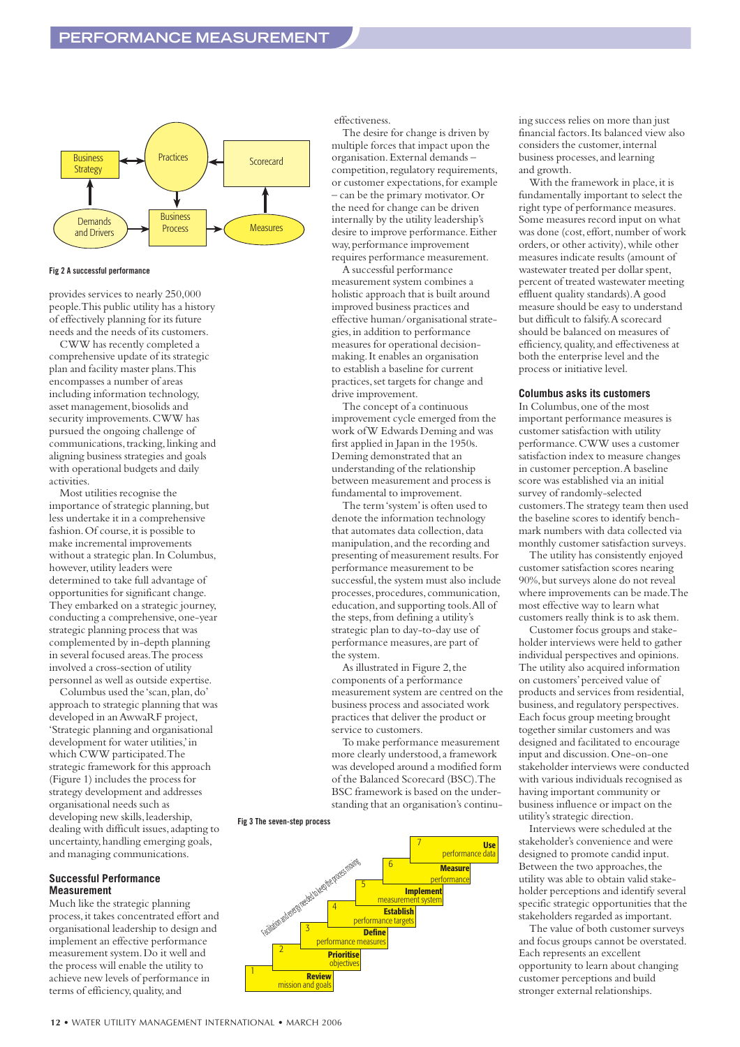Fig 2 A successful performance

provides services to nearly 250,000 people. This public utility has a history of effectively planning for its future needs and the needs of its customers.

CWW has recently completed a comprehensive update of its strategic plan and facility master plans. This encompasses a number of areas including information technology, asset management, biosolids and security improvements. CWW has pursued the ongoing challenge of communications, tracking, linking and aligning business strategies and goals with operational budgets and daily activities.

Most utilities recognise the importance of strategic planning, but less undertake it in a comprehensive fashion. Of course, it is possible to make incremental improvements without a strategic plan. In Columbus, however, utility leaders were determined to take full advantage of opportunities for significant change. They embarked on a strategic journey, conducting a comprehensive, one-year strategic planning process that was complemented by in-depth planning in several focused areas. The process involved a cross-section of utility personnel as well as outside expertise.

Columbus used the 'scan, plan, do' approach to strategic planning that was developed in an AwwaRF project, 'Strategic planning and organisational development for water utilities,' in which CWW participated. The strategic framework for this approach (Figure 1) includes the process for strategy development and addresses organisational needs such as developing new skills, leadership, dealing with difficult issues, adapting to uncertainty, handling emerging goals, and managing communications.

## Successful Performance Measurement

Much like the strategic planning process, it takes concentrated effort and organisational leadership to design and implement an effective performance measurement system. Do it well and the process will enable the utility to achieve new levels of performance in terms of efficiency, quality, and effectiveness.

The desire for change is driven by multiple forces that impact upon the organisation. External demands – competition, regulatory requirements, or customer expectations, for example – can be the primary motivator. Or the need for change can be driven internally by the utility leadership's desire to improve performance. Either way, performance improvement requires performance measurement.

A successful performance measurement system combines a holistic approach that is built around improved business practices and effective human/organisational strategies, in addition to performance measures for operational decision-making. It enables an organisation to establish a baseline for current practices, set targets for change and drive improvement.

The concept of a continuous improvement cycle emerged from the work of W Edwards Deming and was first applied in Japan in the 1950s. Deming demonstrated that an understanding of the relationship between measurement and process is fundamental to improvement.

The term 'system' is often used to denote the information technology that automates data collection, data manipulation, and the recording and presenting of measurement results. For performance measurement to be successful, the system must also include processes, procedures, communication, education, and supporting tools. All of the steps, from defining a utility's strategic plan to day-to-day use of performance measures, are part of the system.

As illustrated in Figure 2, the components of a performance measurement system are centred on the business process and associated work practices that deliver the product or service to customers.

To make performance measurement more clearly understood, a framework was developed around a modified form of the Balanced Scorecard (BSC). The BSC framework is based on the understanding that an organisation's continuing success relies on more than just financial factors. Its balanced view also considers the customer, internal business processes, and learning and growth.

Fig 3 The seven-step process

With the framework in place, it is fundamentally important to select the right type of performance measures. Some measures record input on what was done (cost, effort, number of work orders, or other activity), while other measures indicate results (amount of wastewater treated per dollar spent, percent of treated wastewater meeting effluent quality standards). A good measure should be easy to understand but difficult to falsify. A scorecard should be balanced on measures of efficiency, quality, and effectiveness at both the enterprise level and the process or initiative level.

## Columbus asks its customers

In Columbus, one of the most important performance measures is customer satisfaction with utility performance. CWW uses a customer satisfaction index to measure changes in customer perception. A baseline score was established via an initial survey of randomly-selected customers. The strategy team then used the baseline scores to identify benchmark numbers with data collected via monthly customer satisfaction surveys.

The utility has consistently enjoyed customer satisfaction scores nearing 90%, but surveys alone do not reveal where improvements can be made. The most effective way to learn what customers really think is to ask them.

Customer focus groups and stakeholder interviews were held to gather individual perspectives and opinions. The utility also acquired information on customers' perceived value of products and services from residential, business, and regulatory perspectives. Each focus group meeting brought together similar customers and was designed and facilitated to encourage input and discussion. One-on-one stakeholder interviews were conducted with various individuals recognised as having important community or business influence or impact on the utility's strategic direction.

Interviews were scheduled at the stakeholder's convenience and were designed to promote candid input. Between the two approaches, the utility was able to obtain valid stakeholder perceptions and identify several specific strategic opportunities that the stakeholders regarded as important.

The value of both customer surveys and focus groups cannot be overstated. Each represents an excellent opportunity to learn about changing customer perceptions and build stronger external relationships.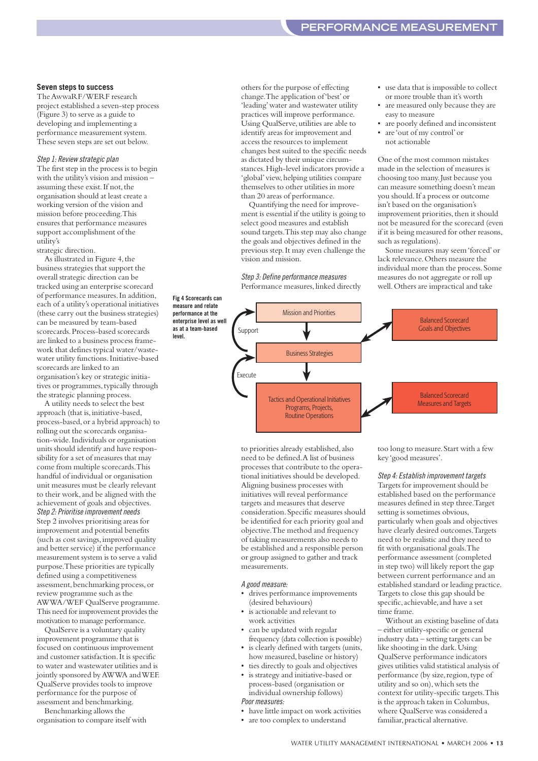### Seven steps to success

The AwwaRF/WERF research project established a seven-step process (Figure 3) to serve as a guide to developing and implementing a performance measurement system. These seven steps are set out below.

*Step 1: Review strategic plan*

The first step in the process is to begin with the utility's vision and mission – assuming these exist. If not, the organisation should at least create a working version of the vision and mission before proceeding. This ensures that performance measures support accomplishment of the utility's strategic direction.

As illustrated in Figure 4, the business strategies that support the overall strategic direction can be tracked using an enterprise scorecard of performance measures. In addition, each of a utility's operational initiatives (these carry out the business strategies) can be measured by team-based scorecards. Process-based scorecards are linked to a business process framework that defines typical water/wastewater utility functions. Initiative-based scorecards are linked to an organisation's key or strategic initiatives or programmes, typically through the strategic planning process.

A utility needs to select the best approach (that is, initiative-based, process-based, or a hybrid approach) to rolling out the scorecards organisation-wide. Individuals or organisation units should identify and have responsibility for a set of measures that may come from multiple scorecards. This handful of individual or organisation unit measures must be clearly relevant to their work, and be aligned with the achievement of goals and objectives.

*Step 2: Prioritise improvement needs*

Step 2 involves prioritising areas for improvement and potential benefits (such as cost savings, improved quality and better service) if the performance measurement system is to serve a valid purpose. These priorities are typically defined using a competitiveness assessment, benchmarking process, or review programme such as the AWWA/WEF QualServe programme. This need for improvement provides the motivation to manage performance.

QualServe is a voluntary quality improvement programme that is focused on continuous improvement and customer satisfaction. It is specific to water and wastewater utilities and is jointly sponsored by AWWA and WEF. QualServe provides tools to improve performance for the purpose of assessment and benchmarking.

Benchmarking allows the organisation to compare itself with others for the purpose of effecting change. The application of 'best' or 'leading' water and wastewater utility practices will improve performance. Using QualServe, utilities are able to identify areas for improvement and access the resources to implement changes best suited to the specific needs as dictated by their unique circumstances. High-level indicators provide a 'global' view, helping utilities compare themselves to other utilities in more than 20 areas of performance.

Quantifying the need for improvement is essential if the utility is going to select good measures and establish sound targets. This step may also change the goals and objectives defined in the previous step. It may even challenge the vision and mission.

*Step 3: Define performance measures*

Performance measures, linked directly to priorities already established, also need to be defined. A list of business processes that contribute to the operational initiatives should be developed. Aligning business processes with initiatives will reveal performance targets and measures that deserve consideration. Specific measures should be identified for each priority goal and objective. The method and frequency of taking measurements also needs to be established and a responsible person or group assigned to gather and track measurements.

*A good measure:*

- drives performance improvements (desired behaviours)
- is actionable and relevant to work activities
- can be updated with regular frequency (data collection is possible)
- is clearly defined with targets (units, how measured, baseline or history)
- ties directly to goals and objectives
- is strategy and initiative-based or process-based (organisation or individual ownership follows)

*Poor measures:*

- have little impact on work activities
- are too complex to understand
- use data that is impossible to collect or more trouble than it's worth
- are measured only because they are easy to measure
- are poorly defined and inconsistent
- are 'out of my control' or not actionable

One of the most common mistakes made in the selection of measures is choosing too many. Just because you can measure something doesn't mean you should. If a process or outcome isn't based on the organisation's improvement priorities, then it should not be measured for the scorecard (even if it is being measured for other reasons, such as regulations).

Some measures may seem 'forced' or lack relevance. Others measure the individual more than the process. Some measures do not aggregate or roll up well. Others are impractical and take too long to measure. Start with a few key 'good measures'.

**Fig 4 Scorecards can measure and relate performance at the enterprise level as well as at a team-based level.**

Mission and Priorities → Business Strategies (Support) → Tactics and Operational Initiatives Programs, Projects, Routine Operations (Execute)

Balanced Scorecard Goals and Objectives ↔ Mission and Priorities / Business Strategies

Balanced Scorecard Measures and Targets ↔ Tactics and Operational Initiatives

*Step 4: Establish improvement targets*

Targets for improvement should be established based on the performance measures defined in step three. Target setting is sometimes obvious, particularly when goals and objectives have clearly desired outcomes. Targets need to be realistic and they need to fit with organisational goals. The performance assessment (completed in step two) will likely report the gap between current performance and an established standard or leading practice. Targets to close this gap should be specific, achievable, and have a set time frame.

Without an existing baseline of data – either utility-specific or general industry data – setting targets can be like shooting in the dark. Using QualServe performance indicators gives utilities valid statistical analysis of performance (by size, region, type of utility and so on), which sets the context for utility-specific targets. This is the approach taken in Columbus, where QualServe was considered a familiar, practical alternative.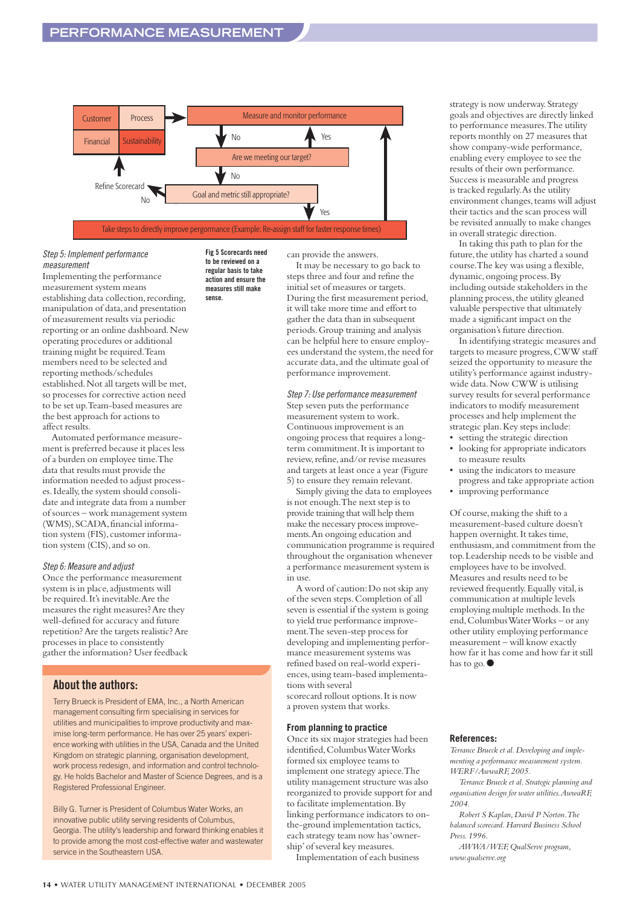Customer | Process | Financial | Sustainability → Measure and monitor performance → Are we meeting our target? (Yes: back to Measure and monitor performance; No: Goal and metric still appropriate?) → Goal and metric still appropriate? (No: Refine Scorecard; Yes: Take steps to directly improve pergormance (Example: Re-assign staff for faster response times))

**Fig 5 Scorecards need to be reviewed on a regular basis to take action and ensure the measures still make sense.**

*Step 5: Implement performance measurement*

Implementing the performance measurement system means establishing data collection, recording, manipulation of data, and presentation of measurement results via periodic reporting or an online dashboard. New operating procedures or additional training might be required. Team members need to be selected and reporting methods/schedules established. Not all targets will be met, so processes for corrective action need to be set up. Team-based measures are the best approach for actions to affect results.

Automated performance measurement is preferred because it places less of a burden on employee time. The data that results must provide the information needed to adjust processes. Ideally, the system should consolidate and integrate data from a number of sources – work management system (WMS), SCADA, financial information system (FIS), customer information system (CIS), and so on.

*Step 6: Measure and adjust*

Once the performance measurement system is in place, adjustments will be required. It's inevitable. Are the measures the right measures? Are they well-defined for accuracy and future repetition? Are the targets realistic? Are processes in place to consistently gather the information? User feedback can provide the answers.

It may be necessary to go back to steps three and four and refine the initial set of measures or targets. During the first measurement period, it will take more time and effort to gather the data than in subsequent periods. Group training and analysis can be helpful here to ensure employees understand the system, the need for accurate data, and the ultimate goal of performance improvement.

*Step 7: Use performance measurement*

Step seven puts the performance measurement system to work. Continuous improvement is an ongoing process that requires a long-term commitment. It is important to review, refine, and/or revise measures and targets at least once a year (Figure 5) to ensure they remain relevant.

Simply giving the data to employees is not enough. The next step is to provide training that will help them make the necessary process improvements. An ongoing education and communication programme is required throughout the organisation whenever a performance measurement system is in use.

A word of caution: Do not skip any of the seven steps. Completion of all seven is essential if the system is going to yield true performance improvement. The seven-step process for developing and implementing performance measurement systems was refined based on real-world experiences, using team-based implementations with several scorecard rollout options. It is now a proven system that works.

**From planning to practice**

Once its six major strategies had been identified, Columbus Water Works formed six employee teams to implement one strategy apiece. The utility management structure was also reorganized to provide support for and to facilitate implementation. By linking performance indicators to on-the-ground implementation tactics, each strategy team now has 'ownership' of several key measures.

Implementation of each business strategy is now underway. Strategy goals and objectives are directly linked to performance measures. The utility reports monthly on 27 measures that show company-wide performance, enabling every employee to see the results of their own performance. Success is measurable and progress is tracked regularly. As the utility environment changes, teams will adjust their tactics and the scan process will be revisited annually to make changes in overall strategic direction.

In taking this path to plan for the future, the utility has charted a sound course. The key was using a flexible, dynamic, ongoing process. By including outside stakeholders in the planning process, the utility gleaned valuable perspective that ultimately made a significant impact on the organisation's future direction.

In identifying strategic measures and targets to measure progress, CWW staff seized the opportunity to measure the utility's performance against industry-wide data. Now CWW is utilising survey results for several performance indicators to modify measurement processes and help implement the strategic plan. Key steps include:

- setting the strategic direction
- looking for appropriate indicators to measure results
- using the indicators to measure progress and take appropriate action
- improving performance

Of course, making the shift to a measurement-based culture doesn't happen overnight. It takes time, enthusiasm, and commitment from the top. Leadership needs to be visible and employees have to be involved. Measures and results need to be reviewed frequently. Equally vital, is communication at multiple levels employing multiple methods. In the end, Columbus Water Works – or any other utility employing performance measurement – will know exactly how far it has come and how far it still has to go. ●

## About the authors:

Terry Brueck is President of EMA, Inc., a North American management consulting firm specialising in services for utilities and municipalities to improve productivity and maximise long-term performance. He has over 25 years' experience working with utilities in the USA, Canada and the United Kingdom on strategic planning, organisation development, work process redesign, and information and control technology. He holds Bachelor and Master of Science Degrees, and is a Registered Professional Engineer.

Billy G. Turner is President of Columbus Water Works, an innovative public utility serving residents of Columbus, Georgia. The utility's leadership and forward thinking enables it to provide among the most cost-effective water and wastewater service in the Southeastern USA.

**References:**

*Terrance Brueck et al. Developing and implementing a performance measurement system. WERF/AwwaRF, 2005.*

*Terrance Brueck et al. Strategic planning and organisation design for water utilities. AwwaRF, 2004.*

*Robert S Kaplan, David P Norton. The balanced scorecard. Harvard Business School Press. 1996.*

*AWWA/WEF, QualServe program, www.qualserve.org*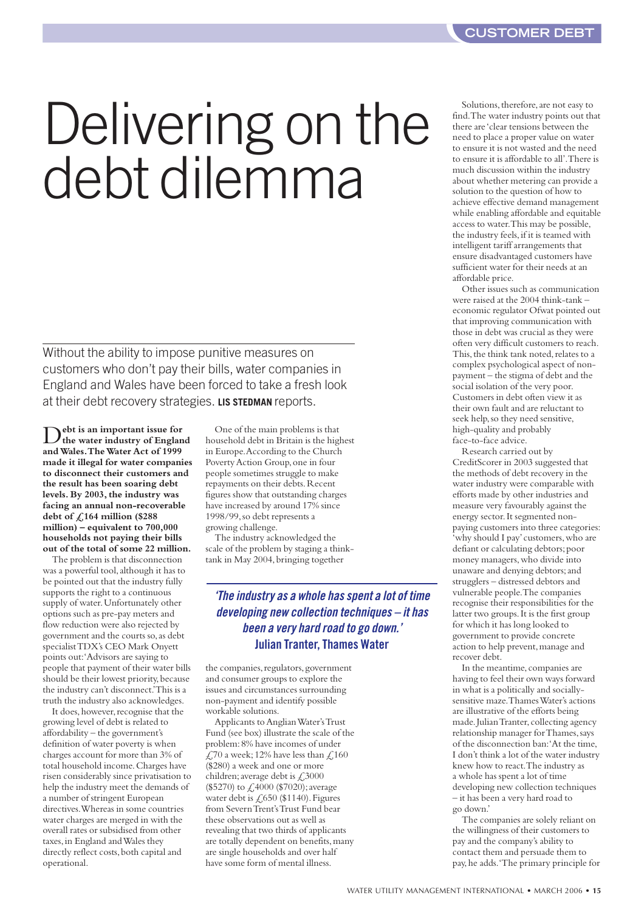# Delivering on the debt dilemma

Without the ability to impose punitive measures on customers who don't pay their bills, water companies in England and Wales have been forced to take a fresh look at their debt recovery strategies. **LIS STEDMAN** reports.

**Debt is an important issue for the water industry of England and Wales. The Water Act of 1999 made it illegal for water companies to disconnect their customers and the result has been soaring debt levels. By 2003, the industry was facing an annual non-recoverable debt of £164 million ($288 million) – equivalent to 700,000 households not paying their bills out of the total of some 22 million.**

The problem is that disconnection was a powerful tool, although it has to be pointed out that the industry fully supports the right to a continuous supply of water. Unfortunately other options such as pre-pay meters and flow reduction were also rejected by government and the courts so, as debt specialist TDX's CEO Mark Onyett points out: 'Advisors are saying to people that payment of their water bills should be their lowest priority, because the industry can't disconnect.' This is a truth the industry also acknowledges.

It does, however, recognise that the growing level of debt is related to affordability – the government's definition of water poverty is when charges account for more than 3% of total household income. Charges have risen considerably since privatisation to help the industry meet the demands of a number of stringent European directives. Whereas in some countries water charges are merged in with the overall rates or subsidised from other taxes, in England and Wales they directly reflect costs, both capital and operational.

One of the main problems is that household debt in Britain is the highest in Europe. According to the Church Poverty Action Group, one in four people sometimes struggle to make repayments on their debts. Recent figures show that outstanding charges have increased by around 17% since 1998/99, so debt represents a growing challenge.

The industry acknowledged the scale of the problem by staging a think-tank in May 2004, bringing together the companies, regulators, government and consumer groups to explore the issues and circumstances surrounding non-payment and identify possible workable solutions.

> ***'The industry as a whole has spent a lot of time developing new collection techniques – it has been a very hard road to go down.'***
> **Julian Tranter, Thames Water**

Applicants to Anglian Water's Trust Fund (see box) illustrate the scale of the problem: 8% have incomes of under £70 a week; 12% have less than £160 ($280) a week and one or more children; average debt is £3000 ($5270) to £4000 ($7020); average water debt is £650 ($1140). Figures from Severn Trent's Trust Fund bear these observations out as well as revealing that two thirds of applicants are totally dependent on benefits, many are single households and over half have some form of mental illness.

Solutions, therefore, are not easy to find. The water industry points out that there are 'clear tensions between the need to place a proper value on water to ensure it is not wasted and the need to ensure it is affordable to all'. There is much discussion within the industry about whether metering can provide a solution to the question of how to achieve effective demand management while enabling affordable and equitable access to water. This may be possible, the industry feels, if it is teamed with intelligent tariff arrangements that ensure disadvantaged customers have sufficient water for their needs at an affordable price.

Other issues such as communication were raised at the 2004 think-tank – economic regulator Ofwat pointed out that improving communication with those in debt was crucial as they were often very difficult customers to reach. This, the think tank noted, relates to a complex psychological aspect of non-payment – the stigma of debt and the social isolation of the very poor. Customers in debt often view it as their own fault and are reluctant to seek help, so they need sensitive, high-quality and probably face-to-face advice.

Research carried out by CreditScorer in 2003 suggested that the methods of debt recovery in the water industry were comparable with efforts made by other industries and measure very favourably against the energy sector. It segmented non-paying customers into three categories: 'why should I pay' customers, who are defiant or calculating debtors; poor money managers, who divide into unaware and denying debtors; and strugglers – distressed debtors and vulnerable people. The companies recognise their responsibilities for the latter two groups. It is the first group for which it has long looked to government to provide concrete action to help prevent, manage and recover debt.

In the meantime, companies are having to feel their own ways forward in what is a politically and socially-sensitive maze. Thames Water's actions are illustrative of the efforts being made. Julian Tranter, collecting agency relationship manager for Thames, says of the disconnection ban: 'At the time, I don't think a lot of the water industry knew how to react. The industry as a whole has spent a lot of time developing new collection techniques – it has been a very hard road to go down.'

The companies are solely reliant on the willingness of their customers to pay and the company's ability to contact them and persuade them to pay, he adds. 'The primary principle for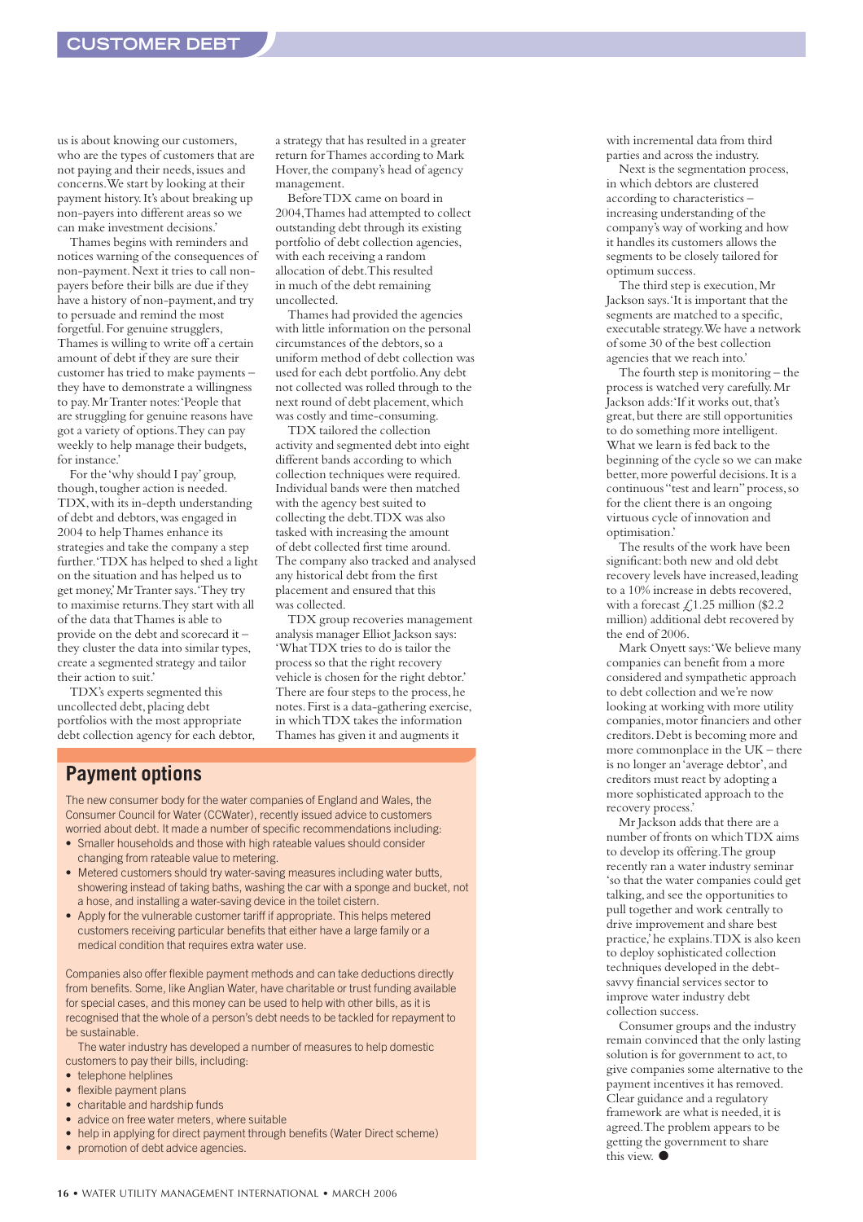us is about knowing our customers, who are the types of customers that are not paying and their needs, issues and concerns. We start by looking at their payment history. It's about breaking up non-payers into different areas so we can make investment decisions.'

Thames begins with reminders and notices warning of the consequences of non-payment. Next it tries to call non-payers before their bills are due if they have a history of non-payment, and try to persuade and remind the most forgetful. For genuine strugglers, Thames is willing to write off a certain amount of debt if they are sure their customer has tried to make payments – they have to demonstrate a willingness to pay. Mr Tranter notes: 'People that are struggling for genuine reasons have got a variety of options. They can pay weekly to help manage their budgets, for instance.'

For the 'why should I pay' group, though, tougher action is needed. TDX, with its in-depth understanding of debt and debtors, was engaged in 2004 to help Thames enhance its strategies and take the company a step further. 'TDX has helped to shed a light on the situation and has helped us to get money,' Mr Tranter says. 'They try to maximise returns. They start with all of the data that Thames is able to provide on the debt and scorecard it – they cluster the data into similar types, create a segmented strategy and tailor their action to suit.'

TDX's experts segmented this uncollected debt, placing debt portfolios with the most appropriate debt collection agency for each debtor, a strategy that has resulted in a greater return for Thames according to Mark Hover, the company's head of agency management.

Before TDX came on board in 2004, Thames had attempted to collect outstanding debt through its existing portfolio of debt collection agencies, with each receiving a random allocation of debt. This resulted in much of the debt remaining uncollected.

Thames had provided the agencies with little information on the personal circumstances of the debtors, so a uniform method of debt collection was used for each debt portfolio. Any debt not collected was rolled through to the next round of debt placement, which was costly and time-consuming.

TDX tailored the collection activity and segmented debt into eight different bands according to which collection techniques were required. Individual bands were then matched with the agency best suited to collecting the debt. TDX was also tasked with increasing the amount of debt collected first time around. The company also tracked and analysed any historical debt from the first placement and ensured that this was collected.

TDX group recoveries management analysis manager Elliot Jackson says: 'What TDX tries to do is tailor the process so that the right recovery vehicle is chosen for the right debtor.' There are four steps to the process, he notes. First is a data-gathering exercise, in which TDX takes the information Thames has given it and augments it with incremental data from third parties and across the industry.

Next is the segmentation process, in which debtors are clustered according to characteristics – increasing understanding of the company's way of working and how it handles its customers allows the segments to be closely tailored for optimum success.

The third step is execution, Mr Jackson says. 'It is important that the segments are matched to a specific, executable strategy. We have a network of some 30 of the best collection agencies that we reach into.'

The fourth step is monitoring – the process is watched very carefully. Mr Jackson adds: 'If it works out, that's great, but there are still opportunities to do something more intelligent. What we learn is fed back to the beginning of the cycle so we can make better, more powerful decisions. It is a continuous "test and learn" process, so for the client there is an ongoing virtuous cycle of innovation and optimisation.'

The results of the work have been significant: both new and old debt recovery levels have increased, leading to a 10% increase in debts recovered, with a forecast £1.25 million ($2.2 million) additional debt recovered by the end of 2006.

Mark Onyett says: 'We believe many companies can benefit from a more considered and sympathetic approach to debt collection and we are now looking at working with more utility companies, motor financiers and other creditors. Debt is becoming more and more commonplace in the UK – there is no longer an 'average debtor', and creditors must react by adopting a more sophisticated approach to the recovery process.'

Mr Jackson adds that there are a number of fronts on which TDX aims to develop its offering. The group recently ran a water industry seminar 'so that the water companies could get talking, and see the opportunities to pull together and work centrally to drive improvement and share best practice,' he explains. TDX is also keen to deploy sophisticated collection techniques developed in the debt-savvy financial services sector to improve water industry debt collection success.

Consumer groups and the industry remain convinced that the only lasting solution is for government to act, to give companies some alternative to the payment incentives it has removed. Clear guidance and a regulatory framework are what is needed, it is agreed. The problem appears to be getting the government to share this view. ●

## Payment options

The new consumer body for the water companies of England and Wales, the Consumer Council for Water (CCWater), recently issued advice to customers worried about debt. It made a number of specific recommendations including:

- Smaller households and those with high rateable values should consider changing from rateable value to metering.
- Metered customers should try water-saving measures including water butts, showering instead of taking baths, washing the car with a sponge and bucket, not a hose, and installing a water-saving device in the toilet cistern.
- Apply for the vulnerable customer tariff if appropriate. This helps metered customers receiving particular benefits that either have a large family or a medical condition that requires extra water use.

Companies also offer flexible payment methods and can take deductions directly from benefits. Some, like Anglian Water, have charitable or trust funding available for special cases, and this money can be used to help with other bills, as it is recognised that the whole of a person's debt needs to be tackled for repayment to be sustainable.

The water industry has developed a number of measures to help domestic customers to pay their bills, including:

- telephone helplines
- flexible payment plans
- charitable and hardship funds
- advice on free water meters, where suitable
- help in applying for direct payment through benefits (Water Direct scheme)
- promotion of debt advice agencies.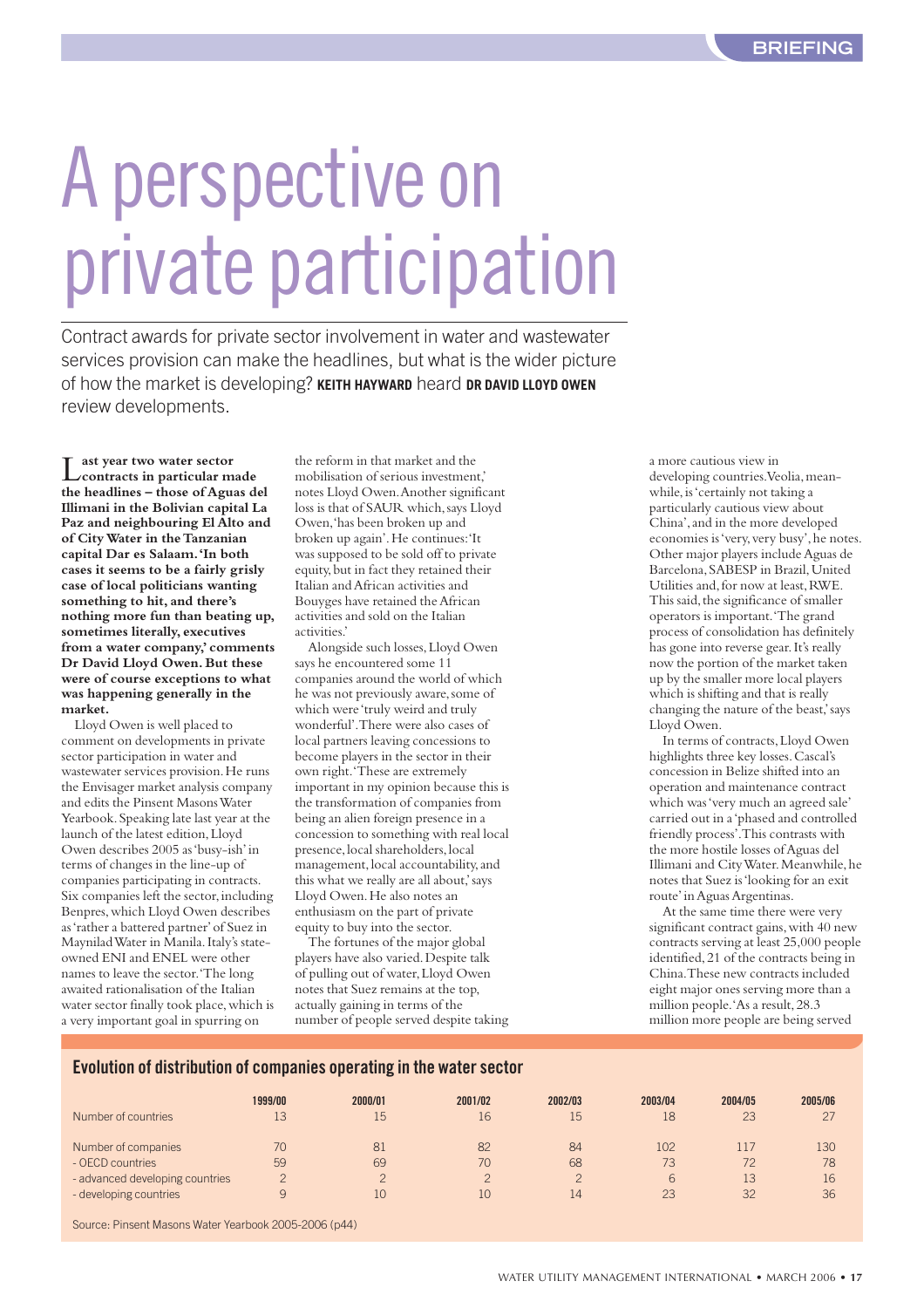# A perspective on private participation

Contract awards for private sector involvement in water and wastewater services provision can make the headlines, but what is the wider picture of how the market is developing? **KEITH HAYWARD** heard **DR DAVID LLOYD OWEN** review developments.

**Last year two water sector contracts in particular made the headlines – those of Aguas del Illimani in the Bolivian capital La Paz and neighbouring El Alto and of City Water in the Tanzanian capital Dar es Salaam. 'In both cases it seems to be a fairly grisly case of local politicians wanting something to hit, and there's nothing more fun than beating up, sometimes literally, executives from a water company,' comments Dr David Lloyd Owen. But these were of course exceptions to what was happening generally in the market.**

Lloyd Owen is well placed to comment on developments in private sector participation in water and wastewater services provision. He runs the Envisager market analysis company and edits the Pinsent Masons Water Yearbook. Speaking late last year at the launch of the latest edition, Lloyd Owen describes 2005 as 'busy-ish' in terms of changes in the line-up of companies participating in contracts. Six companies left the sector, including Benpres, which Lloyd Owen describes as 'rather a battered partner' of Suez in Maynilad Water in Manila. Italy's state-owned ENI and ENEL were other names to leave the sector. 'The long awaited rationalisation of the Italian water sector finally took place, which is a very important goal in spurring on the reform in that market and the mobilisation of serious investment,' notes Lloyd Owen. Another significant loss is that of SAUR which, says Lloyd Owen, 'has been broken up and broken up again'. He continues: 'It was supposed to be sold off to private equity, but in fact they retained their Italian and African activities and Bouyges have retained the African activities and sold on the Italian activities.'

Alongside such losses, Lloyd Owen says he encountered some 11 companies around the world of which he was not previously aware, some of which were 'truly weird and truly wonderful'. There were also cases of local partners leaving concessions to become players in the sector in their own right. 'These are extremely important in my opinion because this is the transformation of companies from being an alien foreign presence in a concession to something with real local presence, local shareholders, local management, local accountability, and this what we really are all about,' says Lloyd Owen. He also notes an enthusiasm on the part of private equity to buy into the sector.

The fortunes of the major global players have also varied. Despite talk of pulling out of water, Lloyd Owen notes that Suez remains at the top, actually gaining in terms of the number of people served despite taking a more cautious view in developing countries. Veolia, meanwhile, is 'certainly not taking a particularly cautious view about China', and in the more developed economies is 'very, very busy', he notes. Other major players include Aguas de Barcelona, SABESP in Brazil, United Utilities and, for now at least, RWE. This said, the significance of smaller operators is important. 'The grand process of consolidation has definitely has gone into reverse gear. It's really now the portion of the market taken up by the smaller more local players which is shifting and that is really changing the nature of the beast,' says Lloyd Owen.

In terms of contracts, Lloyd Owen highlights three key losses. Cascal's concession in Belize shifted into an operation and maintenance contract which was 'very much an agreed sale' carried out in a 'phased and controlled friendly process'. This contrasts with the more hostile losses of Aguas del Illimani and City Water. Meanwhile, he notes that Suez is 'looking for an exit route' in Aguas Argentinas.

At the same time there were very significant contract gains, with 40 new contracts serving at least 25,000 people identified, 21 of the contracts being in China. These new contracts included eight major ones serving more than a million people. 'As a result, 28.3 million more people are being served

## Evolution of distribution of companies operating in the water sector

| | 1999/00 | 2000/01 | 2001/02 | 2002/03 | 2003/04 | 2004/05 | 2005/06 |
|---|---|---|---|---|---|---|---|
| Number of countries | 13 | 15 | 16 | 15 | 18 | 23 | 27 |
| Number of companies | 70 | 81 | 82 | 84 | 102 | 117 | 130 |
| - OECD countries | 59 | 69 | 70 | 68 | 73 | 72 | 78 |
| - advanced developing countries | 2 | 2 | 2 | 2 | 6 | 13 | 16 |
| - developing countries | 9 | 10 | 10 | 14 | 23 | 32 | 36 |

Source: Pinsent Masons Water Yearbook 2005-2006 (p44)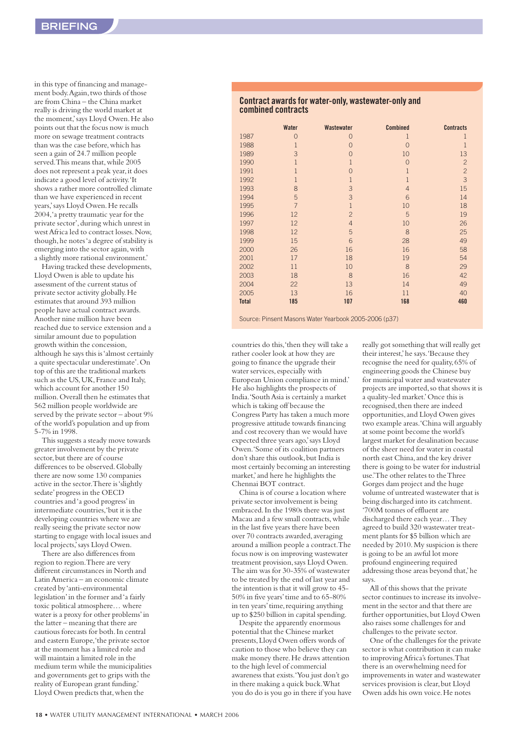in this type of financing and management body. Again, two thirds of those are from China – the China market really is driving the world market at the moment,' says Lloyd Owen. He also points out that the focus now is much more on sewage treatment contracts than was the case before, which has seen a gain of 24.7 million people served. This means that, while 2005 does not represent a peak year, it does indicate a good level of activity. 'It shows a rather more controlled climate than we have experienced in recent years,' says Lloyd Owen. He recalls 2004, 'a pretty traumatic year for the private sector', during which unrest in west Africa led to contract losses. Now, though, he notes 'a degree of stability is emerging into the sector again, with a slightly more rational environment.'

Having tracked these developments, Lloyd Owen is able to update his assessment of the current status of private sector activity globally. He estimates that around 393 million people have actual contract awards. Another nine million have been reached due to service extension and a similar amount due to population growth within the concession, although he says this is 'almost certainly a quite spectacular underestimate'. On top of this are the traditional markets such as the US, UK, France and Italy, which account for another 150 million. Overall then he estimates that 562 million people worldwide are served by the private sector – about 9% of the world's population and up from 5-7% in 1998.

This suggests a steady move towards greater involvement by the private sector, but there are of course differences to be observed. Globally there are now some 130 companies active in the sector. There is 'slightly sedate' progress in the OECD countries and 'a good progress' in intermediate countries, 'but it is the developing countries where we are really seeing the private sector now starting to engage with local issues and local projects,' says Lloyd Owen.

There are also differences from region to region. There are very different circumstances in North and Latin America – an economic climate created by 'anti-environmental legislation' in the former and 'a fairly toxic political atmosphere… where water is a proxy for other problems' in the latter – meaning that there are cautious forecasts for both. In central and eastern Europe, 'the private sector at the moment has a limited role and will maintain a limited role in the medium term while the municipalities and governments get to grips with the reality of European grant funding.' Lloyd Owen predicts that, when the countries do this, 'then they will take a rather cooler look at how they are going to finance the upgrade their water services, especially with European Union compliance in mind.' He also highlights the prospects of India. 'South Asia is certainly a market which is taking off because the Congress Party has taken a much more progressive attitude towards financing and cost recovery than we would have expected three years ago,' says Lloyd Owen. 'Some of its coalition partners don't share this outlook, but India is most certainly becoming an interesting market,' and here he highlights the Chennai BOT contract.

China is of course a location where private sector involvement is being embraced. In the 1980s there was just Macau and a few small contracts, while in the last five years there have been over 70 contracts awarded, averaging around a million people a contract. The focus now is on improving wastewater treatment provision, says Lloyd Owen. The aim was for 30-35% of wastewater to be treated by the end of last year and the intention is that it will grow to 45-50% in five years' time and to 65-80% in ten years' time, requiring anything up to $250 billion in capital spending.

Despite the apparently enormous potential that the Chinese market presents, Lloyd Owen offers words of caution to those who believe they can make money there. He draws attention to the high level of commercial awareness that exists. 'You just don't go in there making a quick buck. What you do do is you go in there if you have really got something that will really get their interest,' he says. 'Because they recognise the need for quality, 65% of engineering goods the Chinese buy for municipal water and wastewater projects are imported, so that shows it is a quality-led market.' Once this is recognised, then there are indeed opportunities, and Lloyd Owen gives two example areas. 'China will arguably at some point become the world's largest market for desalination because of the sheer need for water in coastal north east China, and the key driver there is going to be water for industrial use.' The other relates to the Three Gorges dam project and the huge volume of untreated wastewater that is being discharged into its catchment. '700M tonnes of effluent are discharged there each year… They agreed to build 320 wastewater treatment plants for $5 billion which are needed by 2010. My suspicion is there is going to be an awful lot more profound engineering required addressing those areas beyond that,' he says.

All of this shows that the private sector continues to increase its involvement in the sector and that there are further opportunities, but Lloyd Owen also raises some challenges for and challenges to the private sector.

One of the challenges for the private sector is what contribution it can make to improving Africa's fortunes. That there is an overwhelming need for improvements in water and wastewater services provision is clear, but Lloyd Owen adds his own voice. He notes

**Contract awards for water-only, wastewater-only and combined contracts**

| | Water | Wastewater | Combined | Contracts |
|---|---|---|---|---|
| 1987 | 0 | 0 | 1 | 1 |
| 1988 | 1 | 0 | 0 | 1 |
| 1989 | 3 | 0 | 10 | 13 |
| 1990 | 1 | 1 | 0 | 2 |
| 1991 | 1 | 0 | 1 | 2 |
| 1992 | 1 | 1 | 1 | 3 |
| 1993 | 8 | 3 | 4 | 15 |
| 1994 | 5 | 3 | 6 | 14 |
| 1995 | 7 | 1 | 10 | 18 |
| 1996 | 12 | 2 | 5 | 19 |
| 1997 | 12 | 4 | 10 | 26 |
| 1998 | 12 | 5 | 8 | 25 |
| 1999 | 15 | 6 | 28 | 49 |
| 2000 | 26 | 16 | 16 | 58 |
| 2001 | 17 | 18 | 19 | 54 |
| 2002 | 11 | 10 | 8 | 29 |
| 2003 | 18 | 8 | 16 | 42 |
| 2004 | 22 | 13 | 14 | 49 |
| 2005 | 13 | 16 | 11 | 40 |
| **Total** | **185** | **107** | **168** | **460** |

Source: Pinsent Masons Water Yearbook 2005-2006 (p37)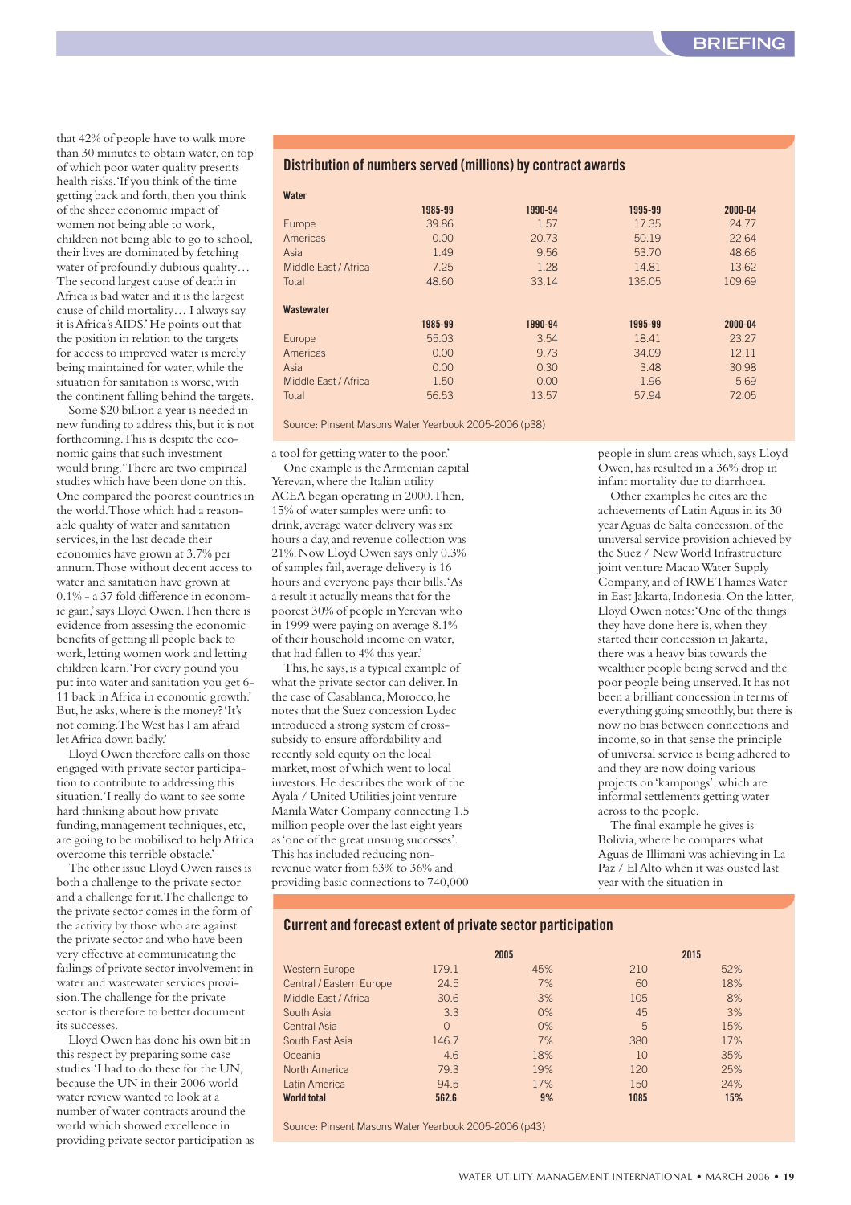that 42% of people have to walk more than 30 minutes to obtain water, on top of which poor water quality presents health risks. 'If you think of the time getting back and forth, then you think of the sheer economic impact of women not being able to work, children not being able to go to school, their lives are dominated by fetching water of profoundly dubious quality… The second largest cause of death in Africa is bad water and it is the largest cause of child mortality… I always say it is Africa's AIDS.' He points out that the position in relation to the targets for access to improved water is merely being maintained for water, while the situation for sanitation is worse, with the continent falling behind the targets.

Some $20 billion a year is needed in new funding to address this, but it is not forthcoming. This is despite the economic gains that such investment would bring. 'There are two empirical studies which have been done on this. One compared the poorest countries in the world. Those which had a reasonable quality of water and sanitation services, in the last decade their economies have grown at 3.7% per annum. Those without decent access to water and sanitation have grown at 0.1% - a 37 fold difference in economic gain,' says Lloyd Owen. Then there is evidence from assessing the economic benefits of getting ill people back to work, letting women work and letting children learn. 'For every pound you put into water and sanitation you get 6-11 back in Africa in economic growth.' But, he asks, where is the money? 'It's not coming. The West has I am afraid let Africa down badly.'

Lloyd Owen therefore calls on those engaged with private sector participation to contribute to addressing this situation. 'I really do want to see some hard thinking about how private funding, management techniques, etc, are going to be mobilised to help Africa overcome this terrible obstacle.'

The other issue Lloyd Owen raises is both a challenge to the private sector and a challenge for it. The challenge to the private sector comes in the form of the activity by those who are against the private sector and who have been very effective at communicating the failings of private sector involvement in water and wastewater services provision. The challenge for the private sector is therefore to better document its successes.

Lloyd Owen has done his own bit in this respect by preparing some case studies. 'I had to do these for the UN, because the UN in their 2006 world water review wanted to look at a number of water contracts around the world which showed excellence in providing private sector participation as a tool for getting water to the poor.'

One example is the Armenian capital Yerevan, where the Italian utility ACEA began operating in 2000. Then, 15% of water samples were unfit to drink, average water delivery was six hours a day, and revenue collection was 21%. Now Lloyd Owen says only 0.3% of samples fail, average delivery is 16 hours and everyone pays their bills. 'As a result it actually means that for the poorest 30% of people in Yerevan who in 1999 were paying on average 8.1% of their household income on water, that had fallen to 4% this year.'

This, he says, is a typical example of what the private sector can deliver. In the case of Casablanca, Morocco, he notes that the Suez concession Lydec introduced a strong system of cross-subsidy to ensure affordability and recently sold equity on the local market, most of which went to local investors. He describes the work of the Ayala / United Utilities joint venture Manila Water Company connecting 1.5 million people over the last eight years as 'one of the great unsung successes'. This has included reducing non-revenue water from 63% to 36% and providing basic connections to 740,000 people in slum areas which, says Lloyd Owen, has resulted in a 36% drop in infant mortality due to diarrhoea.

Other examples he cites are the achievements of Latin Aguas in its 30 year Aguas de Salta concession, of the universal service provision achieved by the Suez / New World Infrastructure joint venture Macao Water Supply Company, and of RWE Thames Water in East Jakarta, Indonesia. On the latter, Lloyd Owen notes: 'One of the things they have done here is, when they started their concession in Jakarta, there was a heavy bias towards the wealthier people being served and the poor people being unserved. It has not been a brilliant concession in terms of everything going smoothly, but there is now no bias between connections and income, so in that sense the principle of universal service is being adhered to and they are now doing various projects on 'kampongs', which are informal settlements getting water across to the people.

The final example he gives is Bolivia, where he compares what Aguas de Illimani was achieving in La Paz / El Alto when it was ousted last year with the situation in

## Distribution of numbers served (millions) by contract awards

**Water**

| | 1985-99 | 1990-94 | 1995-99 | 2000-04 |
|---|---|---|---|---|
| Europe | 39.86 | 1.57 | 17.35 | 24.77 |
| Americas | 0.00 | 20.73 | 50.19 | 22.64 |
| Asia | 1.49 | 9.56 | 53.70 | 48.66 |
| Middle East / Africa | 7.25 | 1.28 | 14.81 | 13.62 |
| Total | 48.60 | 33.14 | 136.05 | 109.69 |

**Wastewater**

| | 1985-99 | 1990-94 | 1995-99 | 2000-04 |
|---|---|---|---|---|
| Europe | 55.03 | 3.54 | 18.41 | 23.27 |
| Americas | 0.00 | 9.73 | 34.09 | 12.11 |
| Asia | 0.00 | 0.30 | 3.48 | 30.98 |
| Middle East / Africa | 1.50 | 0.00 | 1.96 | 5.69 |
| Total | 56.53 | 13.57 | 57.94 | 72.05 |

Source: Pinsent Masons Water Yearbook 2005-2006 (p38)

## Current and forecast extent of private sector participation

| | 2005 | | 2015 | |
|---|---|---|---|---|
| Western Europe | 179.1 | 45% | 210 | 52% |
| Central / Eastern Europe | 24.5 | 7% | 60 | 18% |
| Middle East / Africa | 30.6 | 3% | 105 | 8% |
| South Asia | 3.3 | 0% | 45 | 3% |
| Central Asia | 0 | 0% | 5 | 15% |
| South East Asia | 146.7 | 7% | 380 | 17% |
| Oceania | 4.6 | 18% | 10 | 35% |
| North America | 79.3 | 19% | 120 | 25% |
| Latin America | 94.5 | 17% | 150 | 24% |
| **World total** | **562.6** | **9%** | **1085** | **15%** |

Source: Pinsent Masons Water Yearbook 2005-2006 (p43)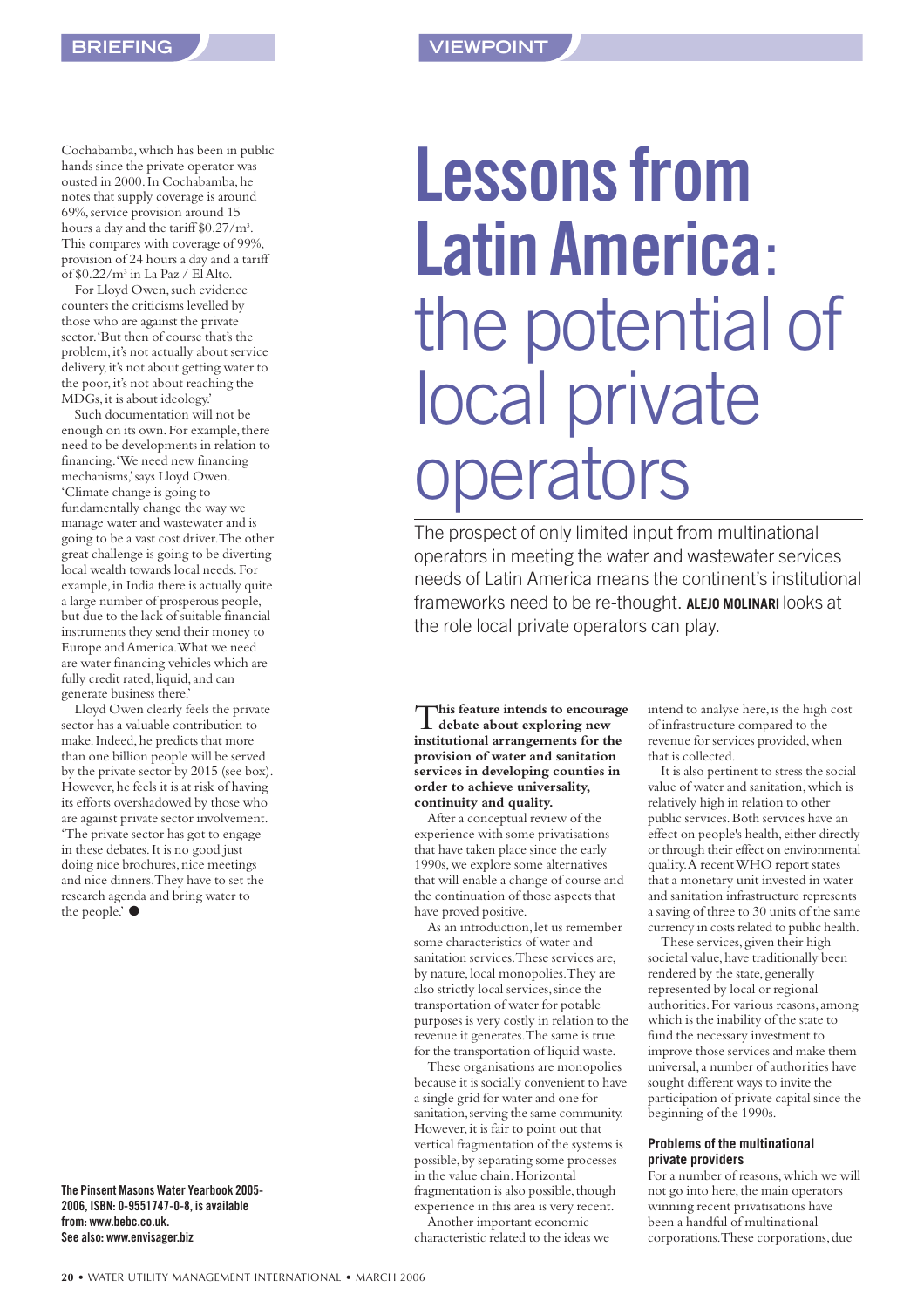Cochabamba, which has been in public hands since the private operator was ousted in 2000. In Cochabamba, he notes that supply coverage is around 69%, service provision around 15 hours a day and the tariff $0.27/m^3$. This compares with coverage of 99%, provision of 24 hours a day and a tariff of $0.22/m^3$ in La Paz / El Alto.

For Lloyd Owen, such evidence counters the criticisms levelled by those who are against the private sector. 'But then of course that's the problem, it's not actually about service delivery, it's not about getting water to the poor, it's not about reaching the MDGs, it is about ideology.'

Such documentation will not be enough on its own. For example, there need to be developments in relation to financing. 'We need new financing mechanisms,' says Lloyd Owen. 'Climate change is going to fundamentally change the way we manage water and wastewater and is going to be a vast cost driver. The other great challenge is going to be diverting local wealth towards local needs. For example, in India there is actually quite a large number of prosperous people, but due to the lack of suitable financial instruments they send their money to Europe and America. What we need are water financing vehicles which are fully credit rated, liquid, and can generate business there.'

Lloyd Owen clearly feels the private sector has a valuable contribution to make. Indeed, he predicts that more than one billion people will be served by the private sector by 2015 (see box). However, he feels it is at risk of having its efforts overshadowed by those who are against private sector involvement. 'The private sector has got to engage in these debates. It is no good just doing nice brochures, nice meetings and nice dinners. They have to set the research agenda and bring water to the people.' ●

**The Pinsent Masons Water Yearbook 2005-2006, ISBN: 0-9551747-0-8, is available from: www.bebc.co.uk.**
**See also: www.envisager.biz**

# Lessons from Latin America: the potential of local private operators

The prospect of only limited input from multinational operators in meeting the water and wastewater services needs of Latin America means the continent's institutional frameworks need to be re-thought. **ALEJO MOLINARI** looks at the role local private operators can play.

**This feature intends to encourage debate about exploring new institutional arrangements for the provision of water and sanitation services in developing counties in order to achieve universality, continuity and quality.**

After a conceptual review of the experience with some privatisations that have taken place since the early 1990s, we explore some alternatives that will enable a change of course and the continuation of those aspects that have proved positive.

As an introduction, let us remember some characteristics of water and sanitation services. These services are, by nature, local monopolies. They are also strictly local services, since the transportation of water for potable purposes is very costly in relation to the revenue it generates. The same is true for the transportation of liquid waste.

These organisations are monopolies because it is socially convenient to have a single grid for water and one for sanitation, serving the same community. However, it is fair to point out that vertical fragmentation of the systems is possible, by separating some processes in the value chain. Horizontal fragmentation is also possible, though experience in this area is very recent.

Another important economic characteristic related to the ideas we intend to analyse here, is the high cost of infrastructure compared to the revenue for services provided, when that is collected.

It is also pertinent to stress the social value of water and sanitation, which is relatively high in relation to other public services. Both services have an effect on people's health, either directly or through their effect on environmental quality. A recent WHO report states that a monetary unit invested in water and sanitation infrastructure represents a saving of three to 30 units of the same currency in costs related to public health.

These services, given their high societal value, have traditionally been rendered by the state, generally represented by local or regional authorities. For various reasons, among which is the inability of the state to fund the necessary investment to improve those services and make them universal, a number of authorities have sought different ways to invite the participation of private capital since the beginning of the 1990s.

### Problems of the multinational private providers

For a number of reasons, which we will not go into here, the main operators winning recent privatisations have been a handful of multinational corporations. These corporations, due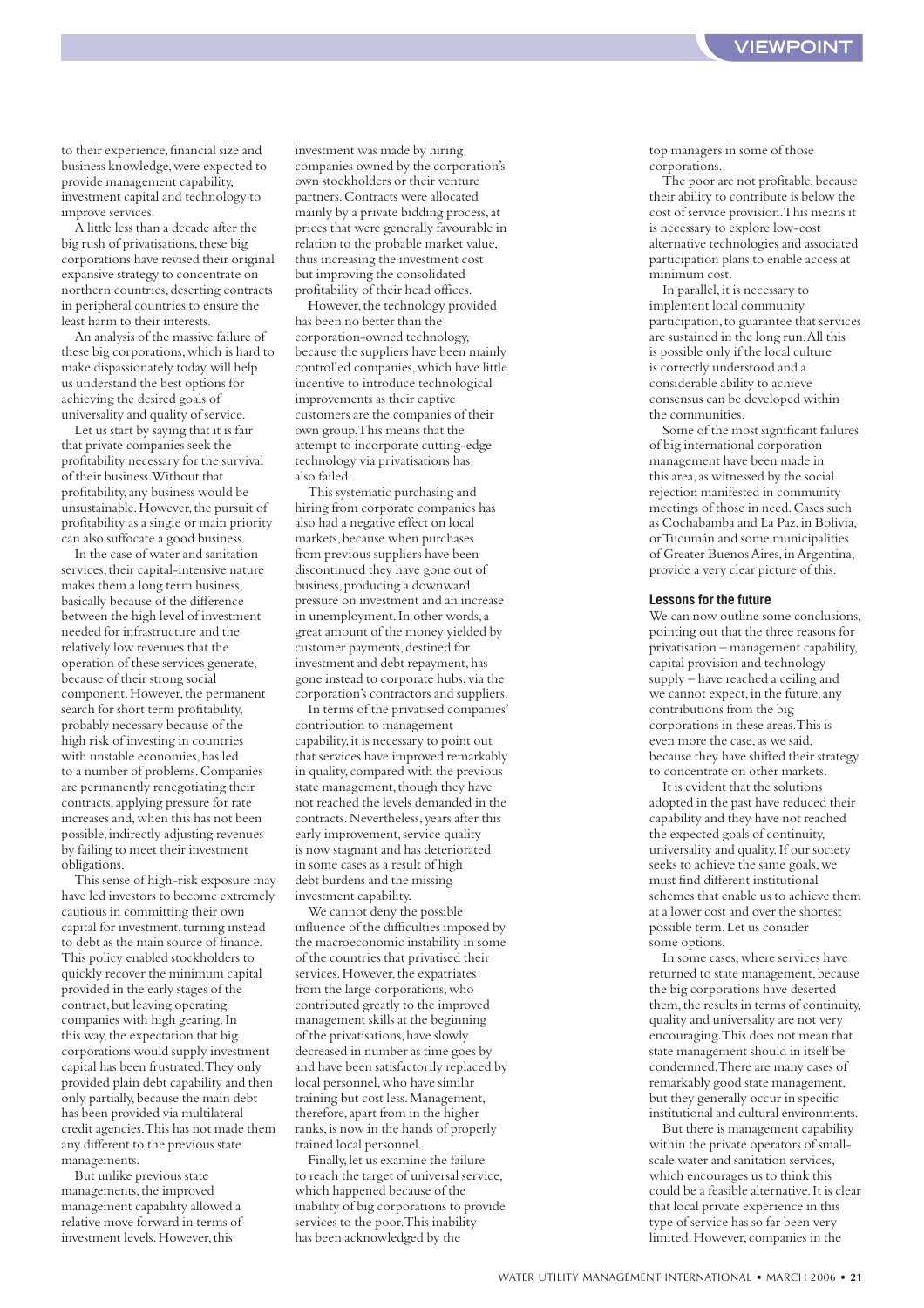to their experience, financial size and business knowledge, were expected to provide management capability, investment capital and technology to improve services.

A little less than a decade after the big rush of privatisations, these big corporations have revised their original expansive strategy to concentrate on northern countries, deserting contracts in peripheral countries to ensure the least harm to their interests.

An analysis of the massive failure of these big corporations, which is hard to make dispassionately today, will help us understand the best options for achieving the desired goals of universality and quality of service.

Let us start by saying that it is fair that private companies seek the profitability necessary for the survival of their business. Without that profitability, any business would be unsustainable. However, the pursuit of profitability as a single or main priority can also suffocate a good business.

In the case of water and sanitation services, their capital-intensive nature makes them a long term business, basically because of the difference between the high level of investment needed for infrastructure and the relatively low revenues that the operation of these services generate, because of their strong social component. However, the permanent search for short term profitability, probably necessary because of the high risk of investing in countries with unstable economies, has led to a number of problems. Companies are permanently renegotiating their contracts, applying pressure for rate increases and, when this has not been possible, indirectly adjusting revenues by failing to meet their investment obligations.

This sense of high-risk exposure may have led investors to become extremely cautious in committing their own capital for investment, turning instead to debt as the main source of finance. This policy enabled stockholders to quickly recover the minimum capital provided in the early stages of the contract, but leaving operating companies with high gearing. In this way, the expectation that big corporations would supply investment capital has been frustrated. They only provided plain debt capability and then only partially, because the main debt has been provided via multilateral credit agencies. This has not made them any different to the previous state managements.

But unlike previous state managements, the improved management capability allowed a relative move forward in terms of investment levels. However, this investment was made by hiring companies owned by the corporation's own stockholders or their venture partners. Contracts were allocated mainly by a private bidding process, at prices that were generally favourable in relation to the probable market value, thus increasing the investment cost but improving the consolidated profitability of their head offices.

However, the technology provided has been no better than the corporation-owned technology, because the suppliers have been mainly controlled companies, which have little incentive to introduce technological improvements as their captive customers are the companies of their own group. This means that the attempt to incorporate cutting-edge technology via privatisations has also failed.

This systematic purchasing and hiring from corporate companies has also had a negative effect on local markets, because when purchases from previous suppliers have been discontinued they have gone out of business, producing a downward pressure on investment and an increase in unemployment. In other words, a great amount of the money yielded by customer payments, destined for investment and debt repayment, has gone instead to corporate hubs, via the corporation's contractors and suppliers.

In terms of the privatised companies' contribution to management capability, it is necessary to point out that services have improved remarkably in quality, compared with the previous state management, though they have not reached the levels demanded in the contracts. Nevertheless, years after this early improvement, service quality is now stagnant and has deteriorated in some cases as a result of high debt burdens and the missing investment capability.

We cannot deny the possible influence of the difficulties imposed by the macroeconomic instability in some of the countries that privatised their services. However, the expatriates from the large corporations, who contributed greatly to the improved management skills at the beginning of the privatisations, have slowly decreased in number as time goes by and have been satisfactorily replaced by local personnel, who have similar training but cost less. Management, therefore, apart from in the higher ranks, is now in the hands of properly trained local personnel.

Finally, let us examine the failure to reach the target of universal service, which happened because of the inability of big corporations to provide services to the poor. This inability has been acknowledged by the top managers in some of those corporations.

The poor are not profitable, because their ability to contribute is below the cost of service provision. This means it is necessary to explore low-cost alternative technologies and associated participation plans to enable access at minimum cost.

In parallel, it is necessary to implement local community participation, to guarantee that services are sustained in the long run. All this is possible only if the local culture is correctly understood and a considerable ability to achieve consensus can be developed within the communities.

Some of the most significant failures of big international corporation management have been made in this area, as witnessed by the social rejection manifested in community meetings of those in need. Cases such as Cochabamba and La Paz, in Bolivia, or Tucumán and some municipalities of Greater Buenos Aires, in Argentina, provide a very clear picture of this.

### Lessons for the future

We can now outline some conclusions, pointing out that the three reasons for privatisation – management capability, capital provision and technology supply – have reached a ceiling and we cannot expect, in the future, any contributions from the big corporations in these areas. This is even more the case, as we said, because they have shifted their strategy to concentrate on other markets.

It is evident that the solutions adopted in the past have reduced their capability and they have not reached the expected goals of continuity, universality and quality. If our society seeks to achieve the same goals, we must find different institutional schemes that enable us to achieve them at a lower cost and over the shortest possible term. Let us consider some options.

In some cases, where services have returned to state management, because the big corporations have deserted them, the results in terms of continuity, quality and universality are not very encouraging. This does not mean that state management should in itself be condemned. There are many cases of remarkably good state management, but they generally occur in specific institutional and cultural environments.

But there is management capability within the private operators of small-scale water and sanitation services, which encourages us to think this could be a feasible alternative. It is clear that local private experience in this type of service has so far been very limited. However, companies in the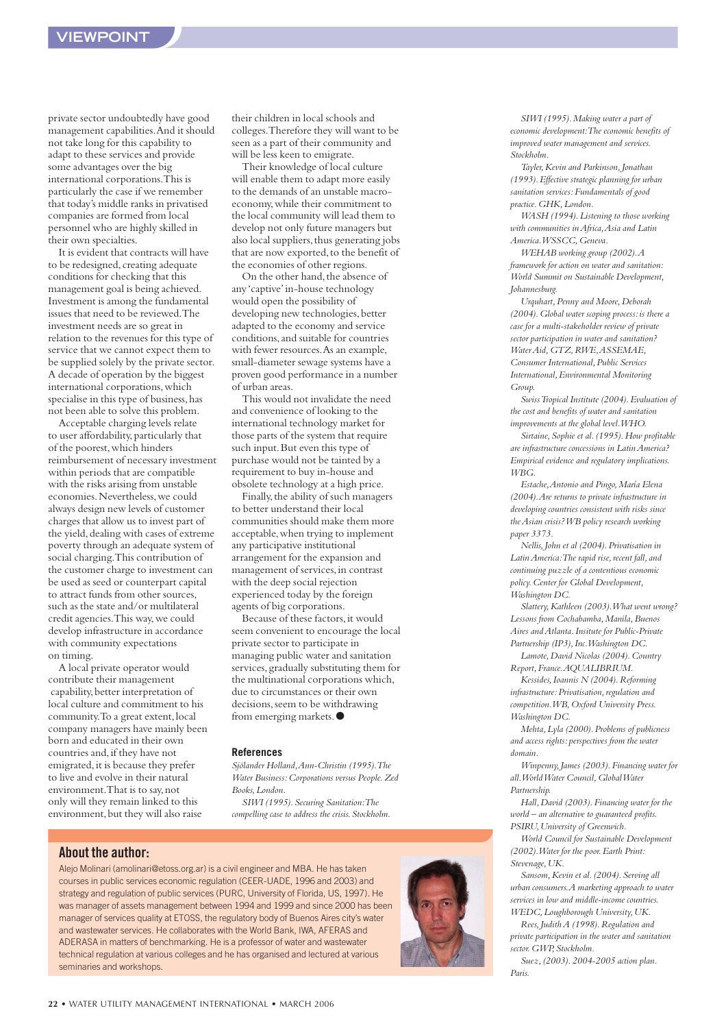private sector undoubtedly have good management capabilities. And it should not take long for this capability to adapt to these services and provide some advantages over the big international corporations. This is particularly the case if we remember that today's middle ranks in privatised companies are formed from local personnel who are highly skilled in their own specialties.

It is evident that contracts will have to be redesigned, creating adequate conditions for checking that this management goal is being achieved. Investment is among the fundamental issues that need to be reviewed. The investment needs are so great in relation to the revenues for this type of service that we cannot expect them to be supplied solely by the private sector. A decade of operation by the biggest international corporations, which specialise in this type of business, has not been able to solve this problem.

Acceptable charging levels relate to user affordability, particularly that of the poorest, which hinders reimbursement of necessary investment within periods that are compatible with the risks arising from unstable economies. Nevertheless, we could always design new levels of customer charges that allow us to invest part of the yield, dealing with cases of extreme poverty through an adequate system of social charging. This contribution of the customer charge to investment can be used as seed or counterpart capital to attract funds from other sources, such as the state and/or multilateral credit agencies. This way, we could develop infrastructure in accordance with community expectations on timing.

A local private operator would contribute their management capability, better interpretation of local culture and commitment to his community. To a great extent, local company managers have mainly been born and educated in their own countries and, if they have not emigrated, it is because they prefer to live and evolve in their natural environment. That is to say, not only will they remain linked to this environment, but they will also raise their children in local schools and colleges. Therefore they will want to be seen as a part of their community and will be less keen to emigrate.

Their knowledge of local culture will enable them to adapt more easily to the demands of an unstable macro-economy, while their commitment to the local community will lead them to develop not only future managers but also local suppliers, thus generating jobs that are now exported, to the benefit of the economies of other regions.

On the other hand, the absence of any 'captive' in-house technology would open the possibility of developing new technologies, better adapted to the economy and service conditions, and suitable for countries with fewer resources. As an example, small-diameter sewage systems have a proven good performance in a number of urban areas.

This would not invalidate the need and convenience of looking to the international technology market for those parts of the system that require such input. But even this type of purchase would not be tainted by a requirement to buy in-house and obsolete technology at a high price.

Finally, the ability of such managers to better understand their local communities should make them more acceptable, when trying to implement any participative institutional arrangement for the expansion and management of services, in contrast with the deep social rejection experienced today by the foreign agents of big corporations.

Because of these factors, it would seem convenient to encourage the local private sector to participate in managing public water and sanitation services, gradually substituting them for the multinational corporations which, due to circumstances or their own decisions, seem to be withdrawing from emerging markets. ●

## References

*Sjölander Holland, Ann-Christin (1995). The Water Business: Corporations versus People. Zed Books, London.*

*SIWI (1995). Securing Sanitation: The compelling case to address the crisis. Stockholm.*

*SIWI (1995). Making water a part of economic development: The economic benefits of improved water management and services. Stockholm.*

*Tayler, Kevin and Parkinson, Jonathan (1993). Effective strategic planning for urban sanitation services: Fundamentals of good practice. GHK, London.*

*WASH (1994). Listening to those working with communities in Africa, Asia and Latin America. WSSCC, Geneva.*

*WEHAB working group (2002). A framework for action on water and sanitation: World Summit on Sustainable Development, Johannesburg.*

*Urquhart, Penny and Moore, Deborah (2004). Global water scoping process: is there a case for a multi-stakeholder review of private sector participation in water and sanitation? Water Aid, GTZ, RWE, ASSEMAE, Consumer International, Public Services International, Environmental Monitoring Group.*

*Swiss Tropical Institute (2004). Evaluation of the cost and benefits of water and sanitation improvements at the global level. WHO.*

*Sirtaine, Sophie et al. (1995). How profitable are infrastructure concessions in Latin America? Empirical evidence and regulatory implications. WBG.*

*Estache, Antonio and Pingo, María Elena (2004). Are returns to private infrastructure in developing countries consistent with risks since the Asian crisis? WB policy research working paper 3373.*

*Nellis, John et al (2004). Privatisation in Latin America: The rapid rise, recent fall, and continuing puzzle of a contentious economic policy. Center for Global Development, Washington DC.*

*Slattery, Kathleen (2003). What went wrong? Lessons from Cochabamba, Manila, Buenos Aires and Atlanta. Insitute for Public-Private Partnership (IP3), Inc. Washington DC.*

*Lamote, David Nicolas (2004). Country Report, France. AQUALIBRIUM.*

*Kessides, Ioannis N (2004). Reforming infrastructure: Privatisation, regulation and competition. WB, Oxford University Press. Washington DC.*

*Mehta, Lyla (2000). Problems of publicness and access rights: perspectives from the water domain.*

*Winpenny, James (2003). Financing water for all. World Water Council, Global Water Partnership.*

*Hall, David (2003). Financing water for the world – an alternative to guaranteed profits. PSIRU, University of Greenwich.*

*World Council for Sustainable Development (2002). Water for the poor. Earth Print: Stevenage, UK.*

*Sansom, Kevin et al. (2004). Serving all urban consumers. A marketing approach to water services in low and middle-income countries. WEDC, Loughborough University, UK.*

*Rees, Judith A (1998). Regulation and private participation in the water and sanitation sector. GWP, Stockholm.*

*Suez, (2003). 2004-2005 action plan. Paris.*

## About the author:

Alejo Molinari (amolinari@etoss.org.ar) is a civil engineer and MBA. He has taken courses in public services economic regulation (CEER-UADE, 1996 and 2003) and strategy and regulation of public services (PURC, University of Florida, US, 1997). He was manager of assets management between 1994 and 1999 and since 2000 has been manager of services quality at ETOSS, the regulatory body of Buenos Aires city's water and wastewater services. He collaborates with the World Bank, IWA, AFERAS and ADERASA in matters of benchmarking. He is a professor of water and wastewater technical regulation at various colleges and he has organised and lectured at various seminaries and workshops.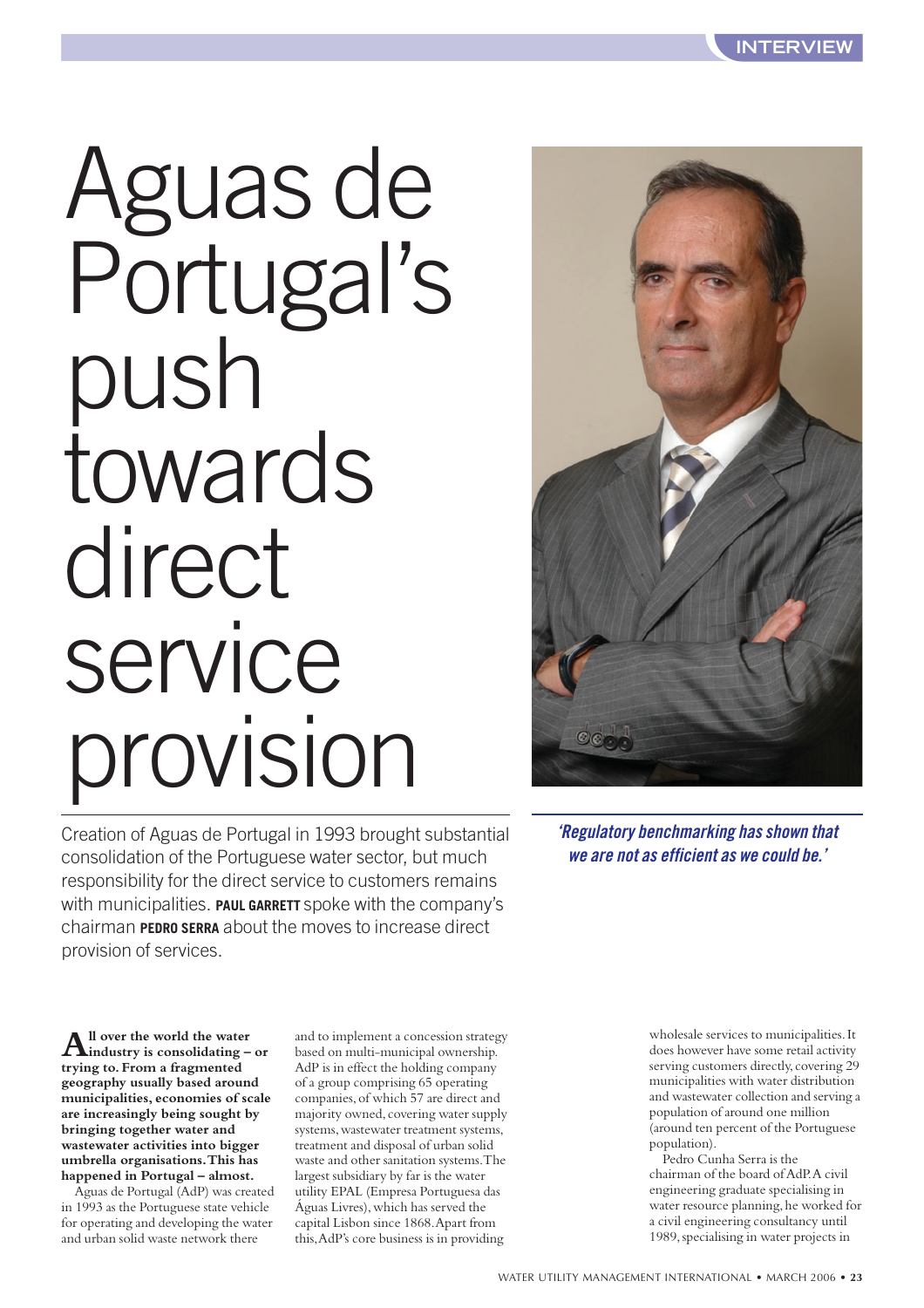# Aguas de Portugal's push towards direct service provision

Creation of Aguas de Portugal in 1993 brought substantial consolidation of the Portuguese water sector, but much responsibility for the direct service to customers remains with municipalities. **PAUL GARRETT** spoke with the company's chairman **PEDRO SERRA** about the moves to increase direct provision of services.

*'Regulatory benchmarking has shown that we are not as efficient as we could be.'*

**All over the world the water industry is consolidating – or trying to. From a fragmented geography usually based around municipalities, economies of scale are increasingly being sought by bringing together water and wastewater activities into bigger umbrella organisations. This has happened in Portugal – almost.**

Aguas de Portugal (AdP) was created in 1993 as the Portuguese state vehicle for operating and developing the water and urban solid waste network there and to implement a concession strategy based on multi-municipal ownership. AdP is in effect the holding company of a group comprising 65 operating companies, of which 57 are direct and majority owned, covering water supply systems, wastewater treatment systems, treatment and disposal of urban solid waste and other sanitation systems. The largest subsidiary by far is the water utility EPAL (Empresa Portuguesa das Águas Livres), which has served the capital Lisbon since 1868. Apart from this, AdP's core business is in providing wholesale services to municipalities. It does however have some retail activity serving customers directly, covering 29 municipalities with water distribution and wastewater collection and serving a population of around one million (around ten percent of the Portuguese population).

Pedro Cunha Serra is the chairman of the board of AdP. A civil engineering graduate specialising in water resource planning, he worked for a civil engineering consultancy until 1989, specialising in water projects in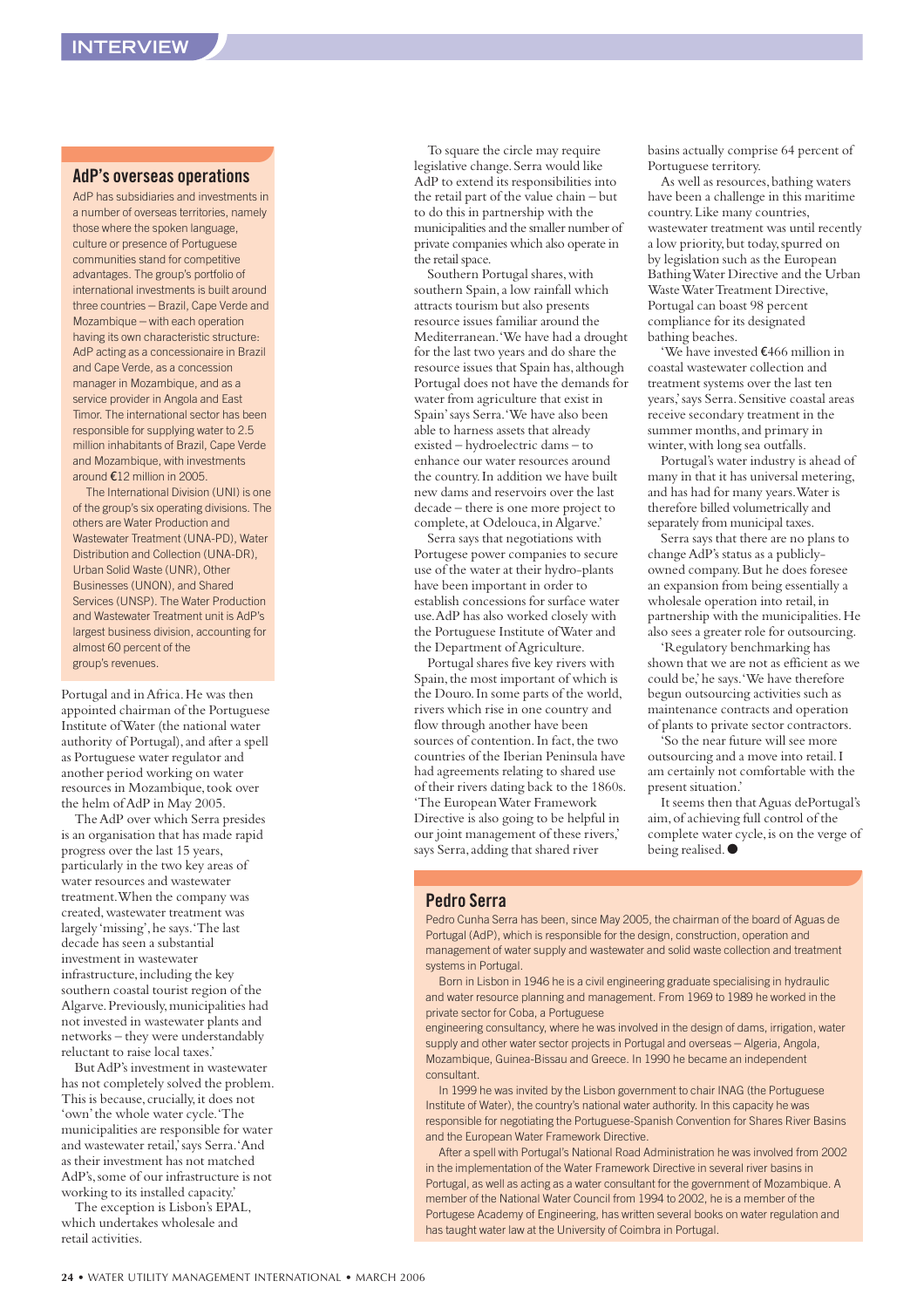## AdP's overseas operations

AdP has subsidiaries and investments in a number of overseas territories, namely those where the spoken language, culture or presence of Portuguese communities stand for competitive advantages. The group's portfolio of international investments is built around three countries – Brazil, Cape Verde and Mozambique – with each operation having its own characteristic structure: AdP acting as a concessionaire in Brazil and Cape Verde, as a concession manager in Mozambique, and as a service provider in Angola and East Timor. The international sector has been responsible for supplying water to 2.5 million inhabitants of Brazil, Cape Verde and Mozambique, with investments around €12 million in 2005.

The International Division (UNI) is one of the group's six operating divisions. The others are Water Production and Wastewater Treatment (UNA-PD), Water Distribution and Collection (UNA-DR), Urban Solid Waste (UNR), Other Businesses (UNON), and Shared Services (UNSP). The Water Production and Wastewater Treatment unit is AdP's largest business division, accounting for almost 60 percent of the group's revenues.

Portugal and in Africa. He was then appointed chairman of the Portuguese Institute of Water (the national water authority of Portugal), and after a spell as Portuguese water regulator and another period working on water resources in Mozambique, took over the helm of AdP in May 2005.

The AdP over which Serra presides is an organisation that has made rapid progress over the last 15 years, particularly in the two key areas of water resources and wastewater treatment. When the company was created, wastewater treatment was largely 'missing', he says. 'The last decade has seen a substantial investment in wastewater infrastructure, including the key southern coastal tourist region of the Algarve. Previously, municipalities had not invested in wastewater plants and networks – they were understandably reluctant to raise local taxes.'

But AdP's investment in wastewater has not completely solved the problem. This is because, crucially, it does not 'own' the whole water cycle. 'The municipalities are responsible for water and wastewater retail,' says Serra. 'And as their investment has not matched AdP's, some of our infrastructure is not working to its installed capacity.'

The exception is Lisbon's EPAL, which undertakes wholesale and retail activities.

To square the circle may require legislative change. Serra would like AdP to extend its responsibilities into the retail part of the value chain – but to do this in partnership with the municipalities and the smaller number of private companies which also operate in the retail space.

Southern Portugal shares, with southern Spain, a low rainfall which attracts tourism but also presents resource issues familiar around the Mediterranean. 'We have had a drought for the last two years and do share the resource issues that Spain has, although Portugal does not have the demands for water from agriculture that exist in Spain' says Serra. 'We have also been able to harness assets that already existed – hydroelectric dams – to enhance our water resources around the country. In addition we have built new dams and reservoirs over the last decade – there is one more project to complete, at Odelouca, in Algarve.'

Serra says that negotiations with Portugese power companies to secure use of the water at their hydro-plants have been important in order to establish concessions for surface water use. AdP has also worked closely with the Portuguese Institute of Water and the Department of Agriculture.

Portugal shares five key rivers with Spain, the most important of which is the Douro. In some parts of the world, rivers which rise in one country and flow through another have been sources of contention. In fact, the two countries of the Iberian Peninsula have had agreements relating to shared use of their rivers dating back to the 1860s. 'The European Water Framework Directive is also going to be helpful in our joint management of these rivers,' says Serra, adding that shared river basins actually comprise 64 percent of Portuguese territory.

As well as resources, bathing waters have been a challenge in this maritime country. Like many countries, wastewater treatment was until recently a low priority, but today, spurred on by legislation such as the European Bathing Water Directive and the Urban Waste Water Treatment Directive, Portugal can boast 98 percent compliance for its designated bathing beaches.

'We have invested €466 million in coastal wastewater collection and treatment systems over the last ten years,' says Serra. Sensitive coastal areas receive secondary treatment in the summer months, and primary in winter, with long sea outfalls.

Portugal's water industry is ahead of many in that it has universal metering, and has had for many years. Water is therefore billed volumetrically and separately from municipal taxes.

Serra says that there are no plans to change AdP's status as a publicly-owned company. But he does foresee an expansion from being essentially a wholesale operation into retail, in partnership with the municipalities. He also sees a greater role for outsourcing.

'Regulatory benchmarking has shown that we are not as efficient as we could be,' he says. 'We have therefore begun outsourcing activities such as maintenance contracts and operation of plants to private sector contractors.

'So the near future will see more outsourcing and a move into retail. I am certainly not comfortable with the present situation.'

It seems then that Aguas dePortugal's aim, of achieving full control of the complete water cycle, is on the verge of being realised. ●

## Pedro Serra

Pedro Cunha Serra has been, since May 2005, the chairman of the board of Aguas de Portugal (AdP), which is responsible for the design, construction, operation and management of water supply and wastewater and solid waste collection and treatment systems in Portugal.

Born in Lisbon in 1946 he is a civil engineering graduate specialising in hydraulic and water resource planning and management. From 1969 to 1989 he worked in the private sector for Coba, a Portuguese engineering consultancy, where he was involved in the design of dams, irrigation, water supply and other water sector projects in Portugal and overseas – Algeria, Angola, Mozambique, Guinea-Bissau and Greece. In 1990 he became an independent consultant.

In 1999 he was invited by the Lisbon government to chair INAG (the Portuguese Institute of Water), the country's national water authority. In this capacity he was responsible for negotiating the Portuguese-Spanish Convention for Shares River Basins and the European Water Framework Directive.

After a spell with Portugal's National Road Administration he was involved from 2002 in the implementation of the Water Framework Directive in several river basins in Portugal, as well as acting as a water consultant for the government of Mozambique. A member of the National Water Council from 1994 to 2002, he is a member of the Portugese Academy of Engineering, has written several books on water regulation and has taught water law at the University of Coimbra in Portugal.